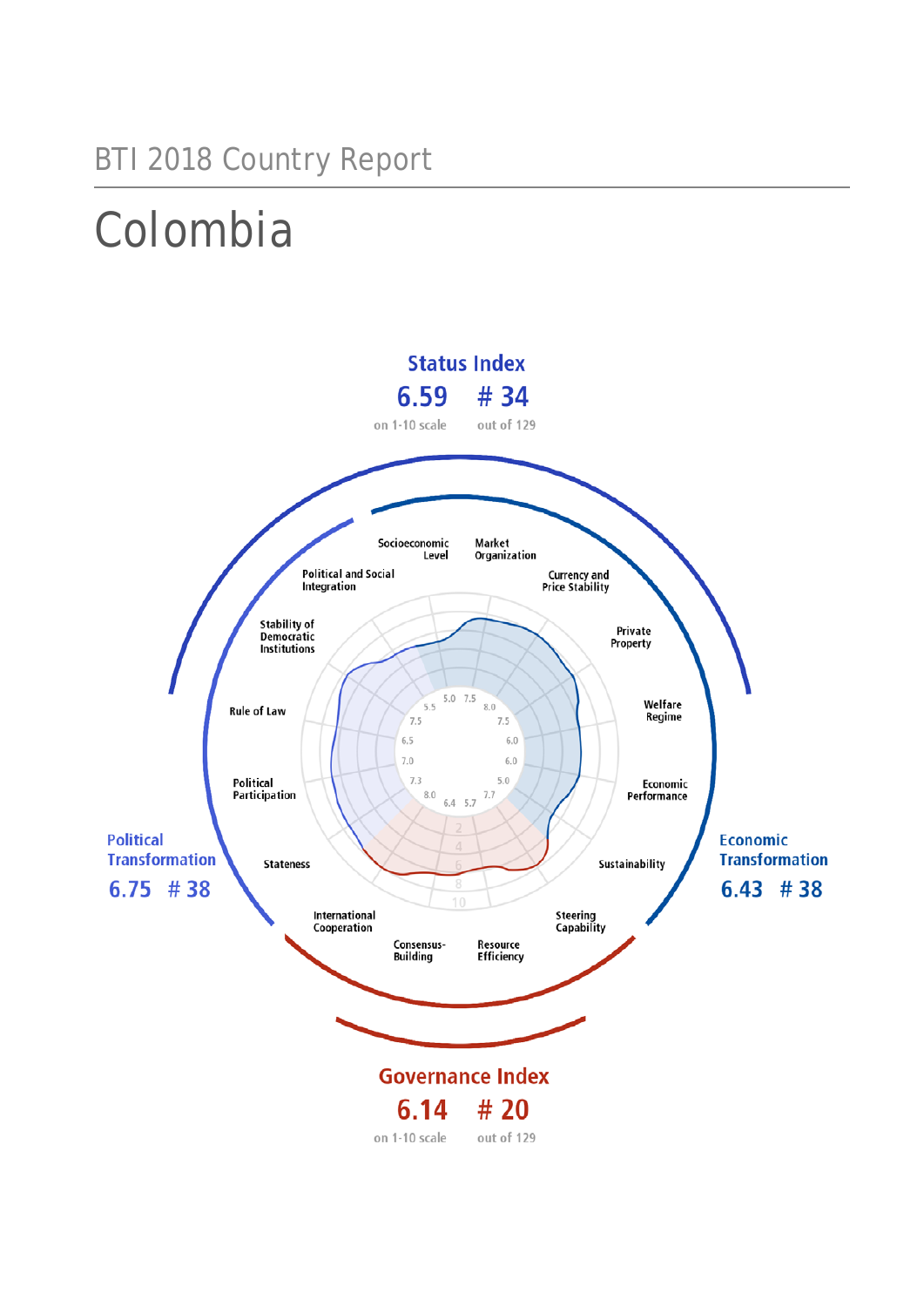BTI 2018 Country Report

# Colombia

**Status Index**

6.59 # 34

on 1-10 scale out of 129

**Political Transformation**

6.75 # 38

**Economic Transformation**

6.43 # 38

**Governance Index**

6.14 # 20

on 1-10 scale out of 129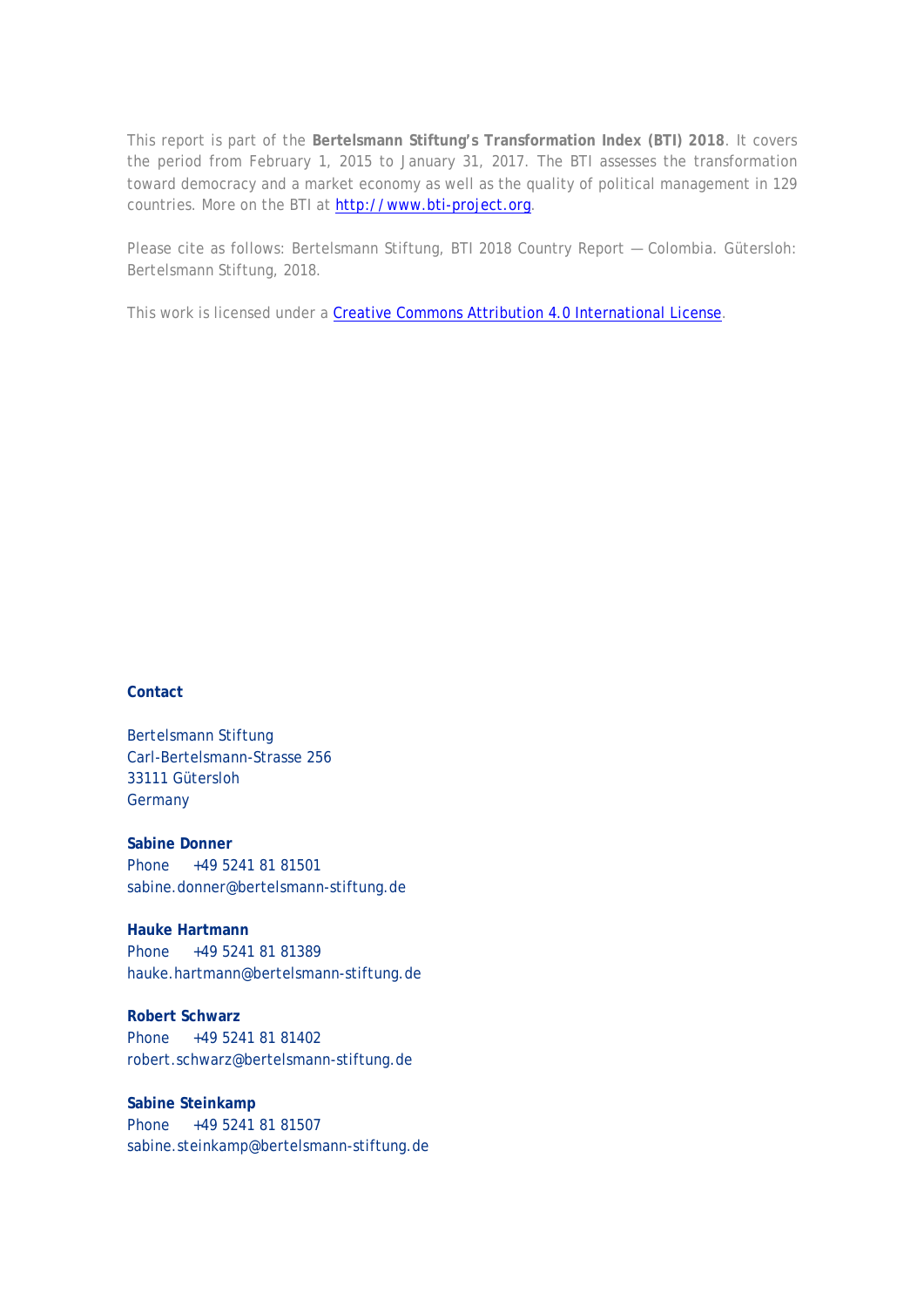This report is part of the **Bertelsmann Stiftung's Transformation Index (BTI) 2018**. It covers the period from February 1, 2015 to January 31, 2017. The BTI assesses the transformation toward democracy and a market economy as well as the quality of political management in 129 countries. More on the BTI at [http://www.bti-project.org](http://www.bti-project.org).

Please cite as follows: Bertelsmann Stiftung, BTI 2018 Country Report — Colombia. Gütersloh: Bertelsmann Stiftung, 2018.

This work is licensed under a [Creative Commons Attribution 4.0 International License](https://creativecommons.org/licenses/by/4.0/).

**Contact**

Bertelsmann Stiftung
Carl-Bertelsmann-Strasse 256
33111 Gütersloh
Germany

**Sabine Donner**
Phone +49 5241 81 81501
sabine.donner@bertelsmann-stiftung.de

**Hauke Hartmann**
Phone +49 5241 81 81389
hauke.hartmann@bertelsmann-stiftung.de

**Robert Schwarz**
Phone +49 5241 81 81402
robert.schwarz@bertelsmann-stiftung.de

**Sabine Steinkamp**
Phone +49 5241 81 81507
sabine.steinkamp@bertelsmann-stiftung.de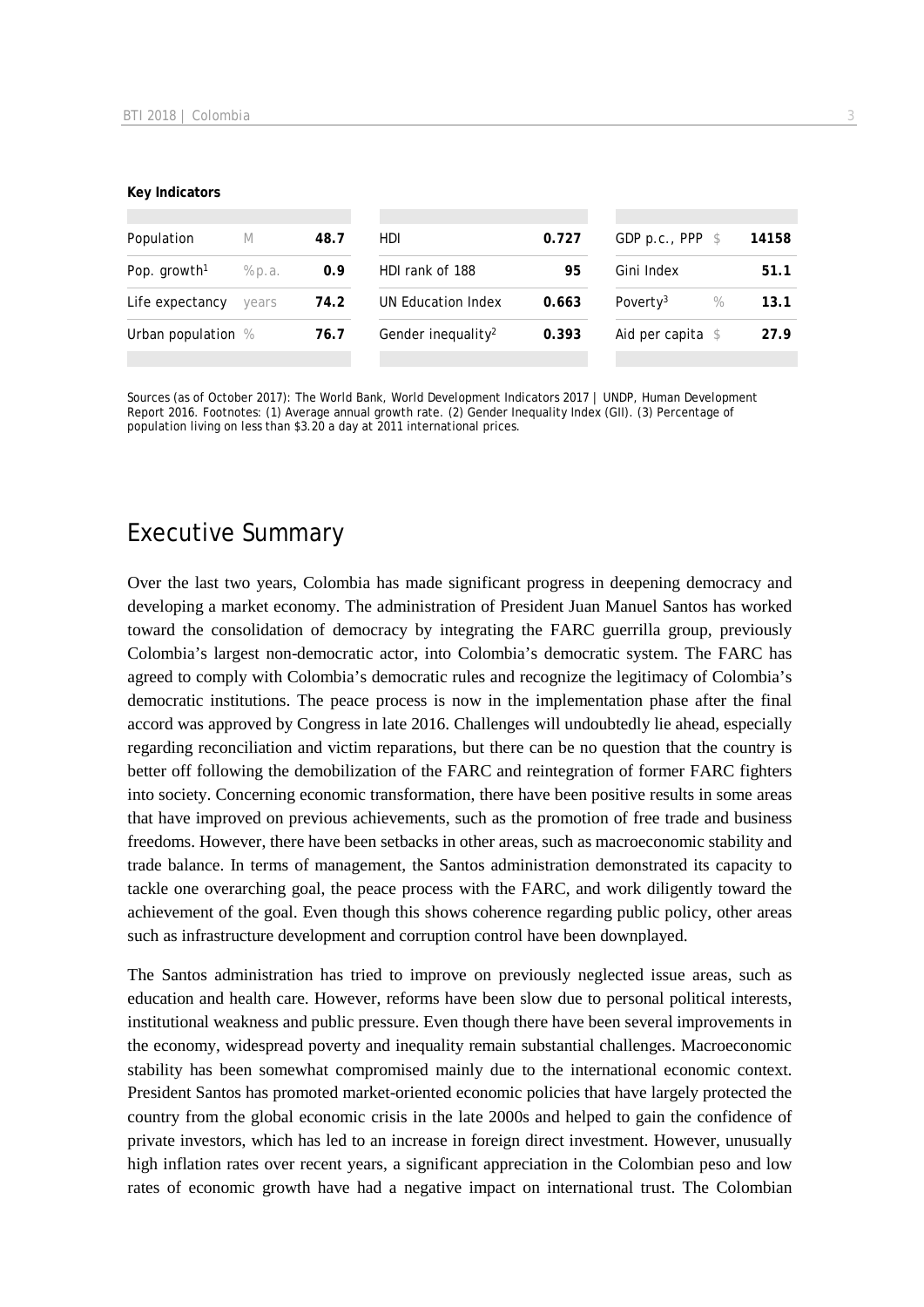**Key Indicators**

| Population | M | 48.7 | HDI | 0.727 | GDP p.c., PPP | $ | 14158 |
|---|---|---|---|---|---|---|---|
| Pop. growth[1] | % p.a. | 0.9 | HDI rank of 188 | 95 | Gini Index | | 51.1 |
| Life expectancy | years | 74.2 | UN Education Index | 0.663 | Poverty[3] | % | 13.1 |
| Urban population | % | 76.7 | Gender inequality[2] | 0.393 | Aid per capita | $ | 27.9 |

Sources (as of October 2017): The World Bank, World Development Indicators 2017 | UNDP, Human Development Report 2016. Footnotes: (1) Average annual growth rate. (2) Gender Inequality Index (GII). (3) Percentage of population living on less than $3.20 a day at 2011 international prices.

## Executive Summary

Over the last two years, Colombia has made significant progress in deepening democracy and developing a market economy. The administration of President Juan Manuel Santos has worked toward the consolidation of democracy by integrating the FARC guerrilla group, previously Colombia's largest non-democratic actor, into Colombia's democratic system. The FARC has agreed to comply with Colombia's democratic rules and recognize the legitimacy of Colombia's democratic institutions. The peace process is now in the implementation phase after the final accord was approved by Congress in late 2016. Challenges will undoubtedly lie ahead, especially regarding reconciliation and victim reparations, but there can be no question that the country is better off following the demobilization of the FARC and reintegration of former FARC fighters into society. Concerning economic transformation, there have been positive results in some areas that have improved on previous achievements, such as the promotion of free trade and business freedoms. However, there have been setbacks in other areas, such as macroeconomic stability and trade balance. In terms of management, the Santos administration demonstrated its capacity to tackle one overarching goal, the peace process with the FARC, and work diligently toward the achievement of the goal. Even though this shows coherence regarding public policy, other areas such as infrastructure development and corruption control have been downplayed.

The Santos administration has tried to improve on previously neglected issue areas, such as education and health care. However, reforms have been slow due to personal political interests, institutional weakness and public pressure. Even though there have been several improvements in the economy, widespread poverty and inequality remain substantial challenges. Macroeconomic stability has been somewhat compromised mainly due to the international economic context. President Santos has promoted market-oriented economic policies that have largely protected the country from the global economic crisis in the late 2000s and helped to gain the confidence of private investors, which has led to an increase in foreign direct investment. However, unusually high inflation rates over recent years, a significant appreciation in the Colombian peso and low rates of economic growth have had a negative impact on international trust. The Colombian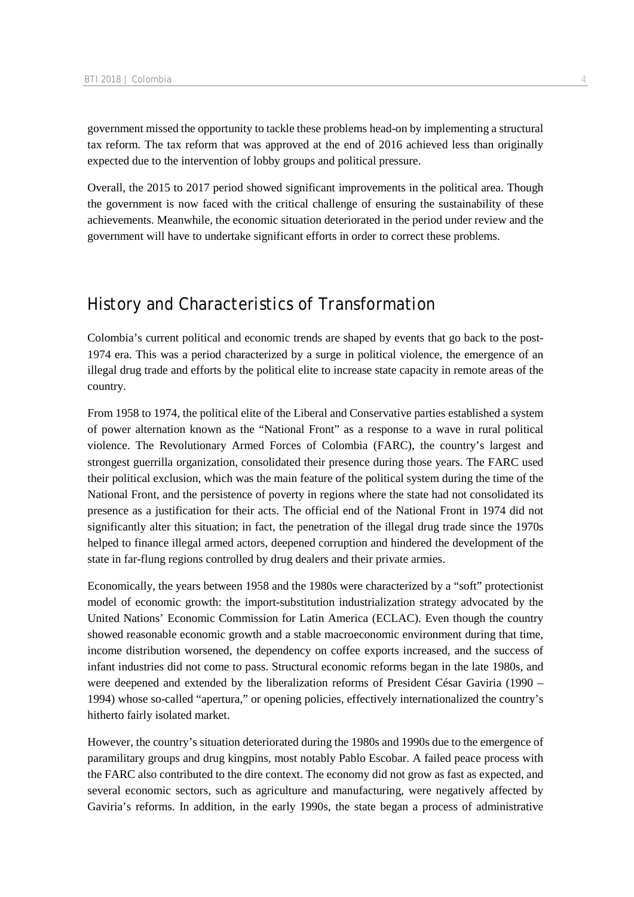government missed the opportunity to tackle these problems head-on by implementing a structural tax reform. The tax reform that was approved at the end of 2016 achieved less than originally expected due to the intervention of lobby groups and political pressure.

Overall, the 2015 to 2017 period showed significant improvements in the political area. Though the government is now faced with the critical challenge of ensuring the sustainability of these achievements. Meanwhile, the economic situation deteriorated in the period under review and the government will have to undertake significant efforts in order to correct these problems.

## History and Characteristics of Transformation

Colombia's current political and economic trends are shaped by events that go back to the post-1974 era. This was a period characterized by a surge in political violence, the emergence of an illegal drug trade and efforts by the political elite to increase state capacity in remote areas of the country.

From 1958 to 1974, the political elite of the Liberal and Conservative parties established a system of power alternation known as the "National Front" as a response to a wave in rural political violence. The Revolutionary Armed Forces of Colombia (FARC), the country's largest and strongest guerrilla organization, consolidated their presence during those years. The FARC used their political exclusion, which was the main feature of the political system during the time of the National Front, and the persistence of poverty in regions where the state had not consolidated its presence as a justification for their acts. The official end of the National Front in 1974 did not significantly alter this situation; in fact, the penetration of the illegal drug trade since the 1970s helped to finance illegal armed actors, deepened corruption and hindered the development of the state in far-flung regions controlled by drug dealers and their private armies.

Economically, the years between 1958 and the 1980s were characterized by a "soft" protectionist model of economic growth: the import-substitution industrialization strategy advocated by the United Nations' Economic Commission for Latin America (ECLAC). Even though the country showed reasonable economic growth and a stable macroeconomic environment during that time, income distribution worsened, the dependency on coffee exports increased, and the success of infant industries did not come to pass. Structural economic reforms began in the late 1980s, and were deepened and extended by the liberalization reforms of President César Gaviria (1990 – 1994) whose so-called "apertura," or opening policies, effectively internationalized the country's hitherto fairly isolated market.

However, the country's situation deteriorated during the 1980s and 1990s due to the emergence of paramilitary groups and drug kingpins, most notably Pablo Escobar. A failed peace process with the FARC also contributed to the dire context. The economy did not grow as fast as expected, and several economic sectors, such as agriculture and manufacturing, were negatively affected by Gaviria's reforms. In addition, in the early 1990s, the state began a process of administrative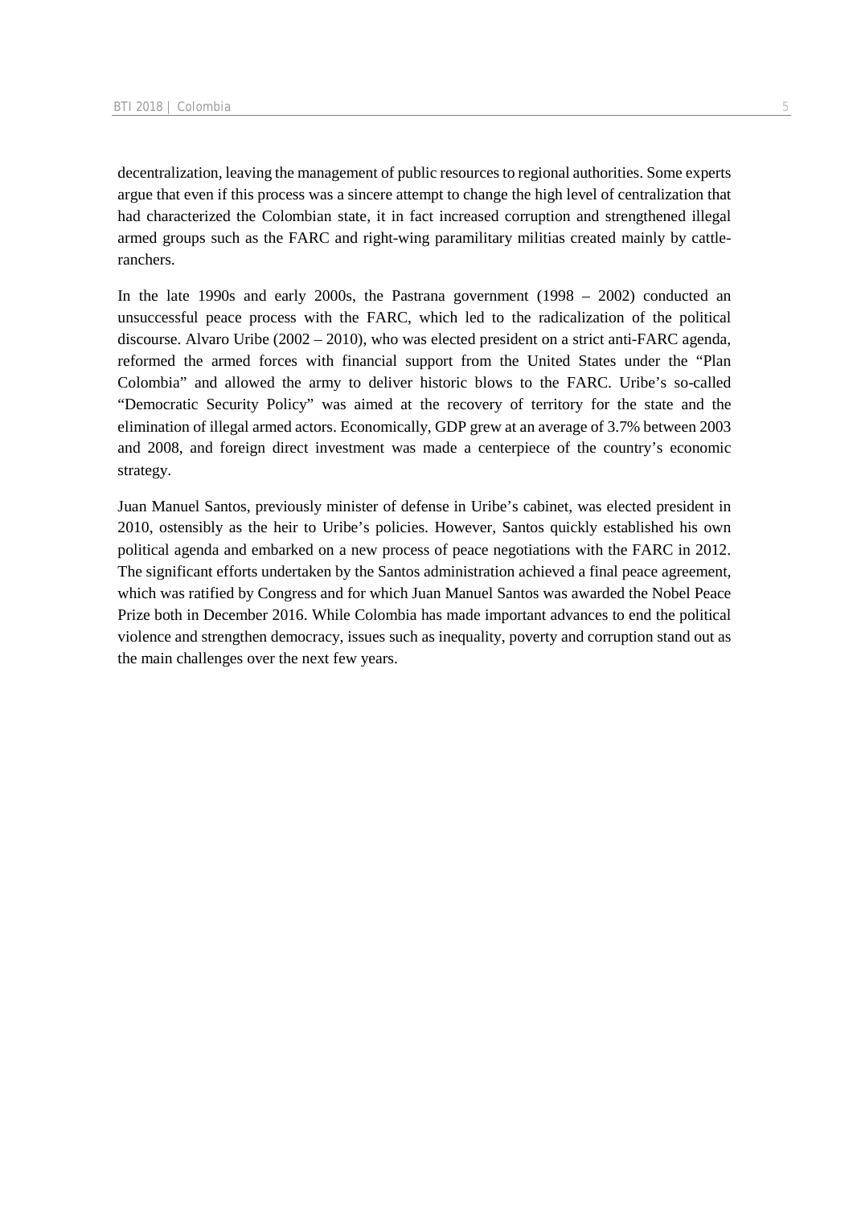decentralization, leaving the management of public resources to regional authorities. Some experts argue that even if this process was a sincere attempt to change the high level of centralization that had characterized the Colombian state, it in fact increased corruption and strengthened illegal armed groups such as the FARC and right-wing paramilitary militias created mainly by cattle-ranchers.

In the late 1990s and early 2000s, the Pastrana government (1998 – 2002) conducted an unsuccessful peace process with the FARC, which led to the radicalization of the political discourse. Alvaro Uribe (2002 – 2010), who was elected president on a strict anti-FARC agenda, reformed the armed forces with financial support from the United States under the "Plan Colombia" and allowed the army to deliver historic blows to the FARC. Uribe's so-called "Democratic Security Policy" was aimed at the recovery of territory for the state and the elimination of illegal armed actors. Economically, GDP grew at an average of 3.7% between 2003 and 2008, and foreign direct investment was made a centerpiece of the country's economic strategy.

Juan Manuel Santos, previously minister of defense in Uribe's cabinet, was elected president in 2010, ostensibly as the heir to Uribe's policies. However, Santos quickly established his own political agenda and embarked on a new process of peace negotiations with the FARC in 2012. The significant efforts undertaken by the Santos administration achieved a final peace agreement, which was ratified by Congress and for which Juan Manuel Santos was awarded the Nobel Peace Prize both in December 2016. While Colombia has made important advances to end the political violence and strengthen democracy, issues such as inequality, poverty and corruption stand out as the main challenges over the next few years.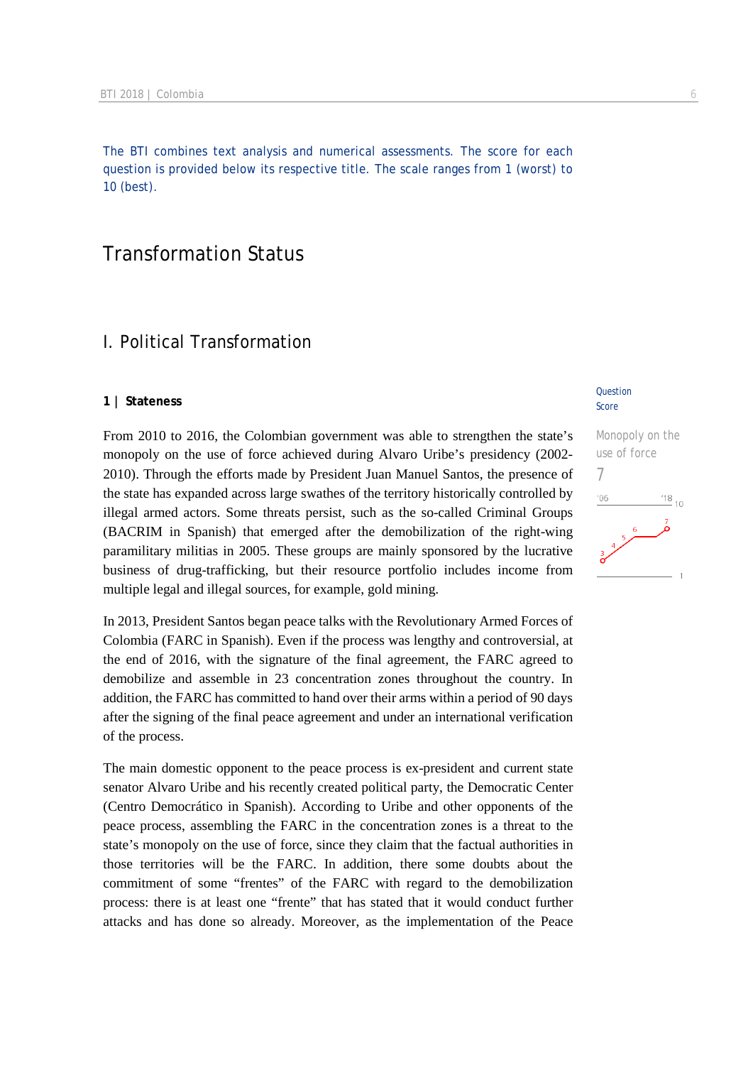The BTI combines text analysis and numerical assessments. The score for each question is provided below its respective title. The scale ranges from 1 (worst) to 10 (best).

# Transformation Status

## I. Political Transformation

### 1 | Stateness

Question Score

Monopoly on the use of force

7

From 2010 to 2016, the Colombian government was able to strengthen the state's monopoly on the use of force achieved during Alvaro Uribe's presidency (2002-2010). Through the efforts made by President Juan Manuel Santos, the presence of the state has expanded across large swathes of the territory historically controlled by illegal armed actors. Some threats persist, such as the so-called Criminal Groups (BACRIM in Spanish) that emerged after the demobilization of the right-wing paramilitary militias in 2005. These groups are mainly sponsored by the lucrative business of drug-trafficking, but their resource portfolio includes income from multiple legal and illegal sources, for example, gold mining.

In 2013, President Santos began peace talks with the Revolutionary Armed Forces of Colombia (FARC in Spanish). Even if the process was lengthy and controversial, at the end of 2016, with the signature of the final agreement, the FARC agreed to demobilize and assemble in 23 concentration zones throughout the country. In addition, the FARC has committed to hand over their arms within a period of 90 days after the signing of the final peace agreement and under an international verification of the process.

The main domestic opponent to the peace process is ex-president and current state senator Alvaro Uribe and his recently created political party, the Democratic Center (Centro Democrático in Spanish). According to Uribe and other opponents of the peace process, assembling the FARC in the concentration zones is a threat to the state's monopoly on the use of force, since they claim that the factual authorities in those territories will be the FARC. In addition, there some doubts about the commitment of some "frentes" of the FARC with regard to the demobilization process: there is at least one "frente" that has stated that it would conduct further attacks and has done so already. Moreover, as the implementation of the Peace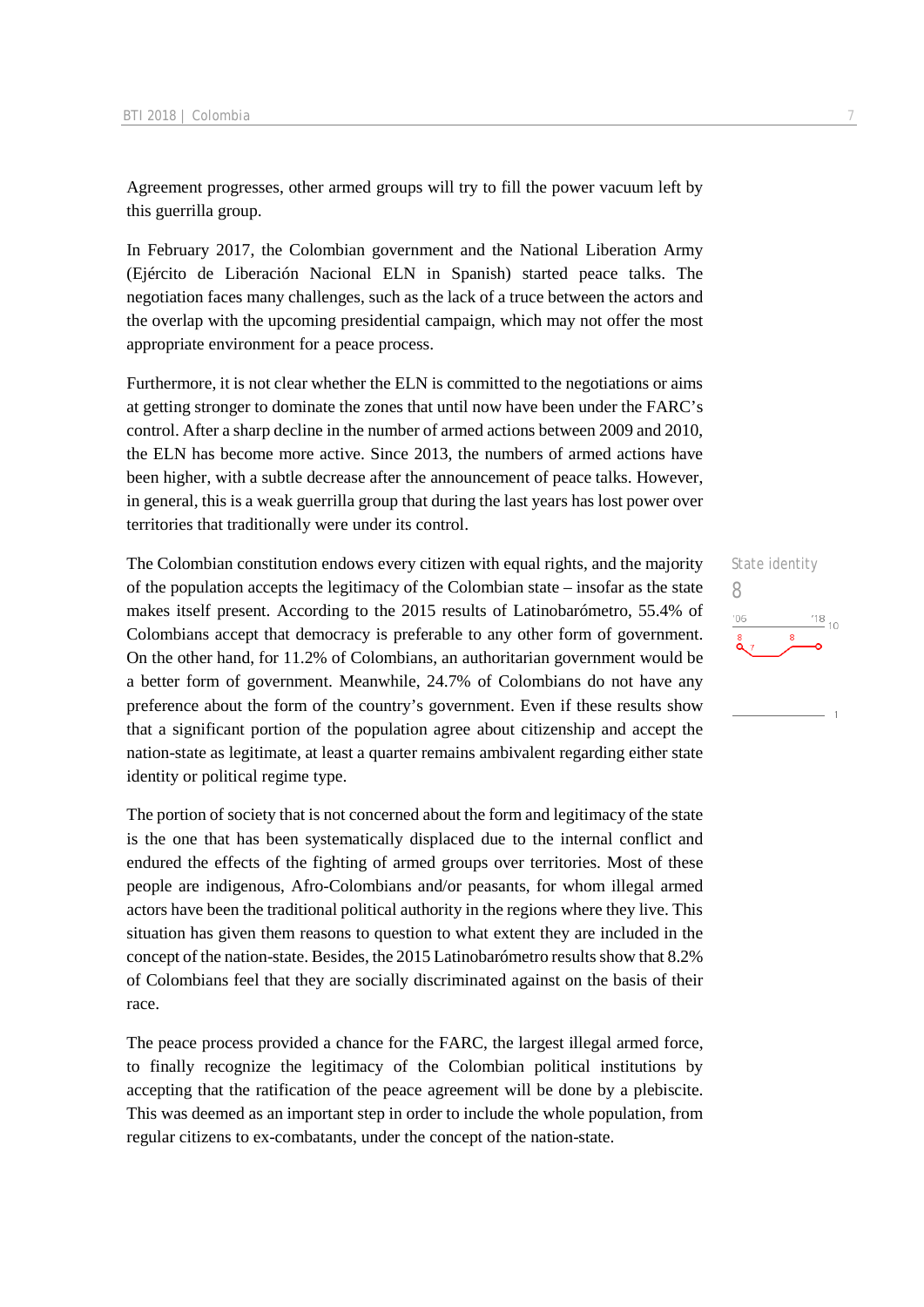Agreement progresses, other armed groups will try to fill the power vacuum left by this guerrilla group.

In February 2017, the Colombian government and the National Liberation Army (Ejército de Liberación Nacional ELN in Spanish) started peace talks. The negotiation faces many challenges, such as the lack of a truce between the actors and the overlap with the upcoming presidential campaign, which may not offer the most appropriate environment for a peace process.

Furthermore, it is not clear whether the ELN is committed to the negotiations or aims at getting stronger to dominate the zones that until now have been under the FARC's control. After a sharp decline in the number of armed actions between 2009 and 2010, the ELN has become more active. Since 2013, the numbers of armed actions have been higher, with a subtle decrease after the announcement of peace talks. However, in general, this is a weak guerrilla group that during the last years has lost power over territories that traditionally were under its control.

State identity
8

The Colombian constitution endows every citizen with equal rights, and the majority of the population accepts the legitimacy of the Colombian state – insofar as the state makes itself present. According to the 2015 results of Latinobarómetro, 55.4% of Colombians accept that democracy is preferable to any other form of government. On the other hand, for 11.2% of Colombians, an authoritarian government would be a better form of government. Meanwhile, 24.7% of Colombians do not have any preference about the form of the country's government. Even if these results show that a significant portion of the population agree about citizenship and accept the nation-state as legitimate, at least a quarter remains ambivalent regarding either state identity or political regime type.

The portion of society that is not concerned about the form and legitimacy of the state is the one that has been systematically displaced due to the internal conflict and endured the effects of the fighting of armed groups over territories. Most of these people are indigenous, Afro-Colombians and/or peasants, for whom illegal armed actors have been the traditional political authority in the regions where they live. This situation has given them reasons to question to what extent they are included in the concept of the nation-state. Besides, the 2015 Latinobarómetro results show that 8.2% of Colombians feel that they are socially discriminated against on the basis of their race.

The peace process provided a chance for the FARC, the largest illegal armed force, to finally recognize the legitimacy of the Colombian political institutions by accepting that the ratification of the peace agreement will be done by a plebiscite. This was deemed as an important step in order to include the whole population, from regular citizens to ex-combatants, under the concept of the nation-state.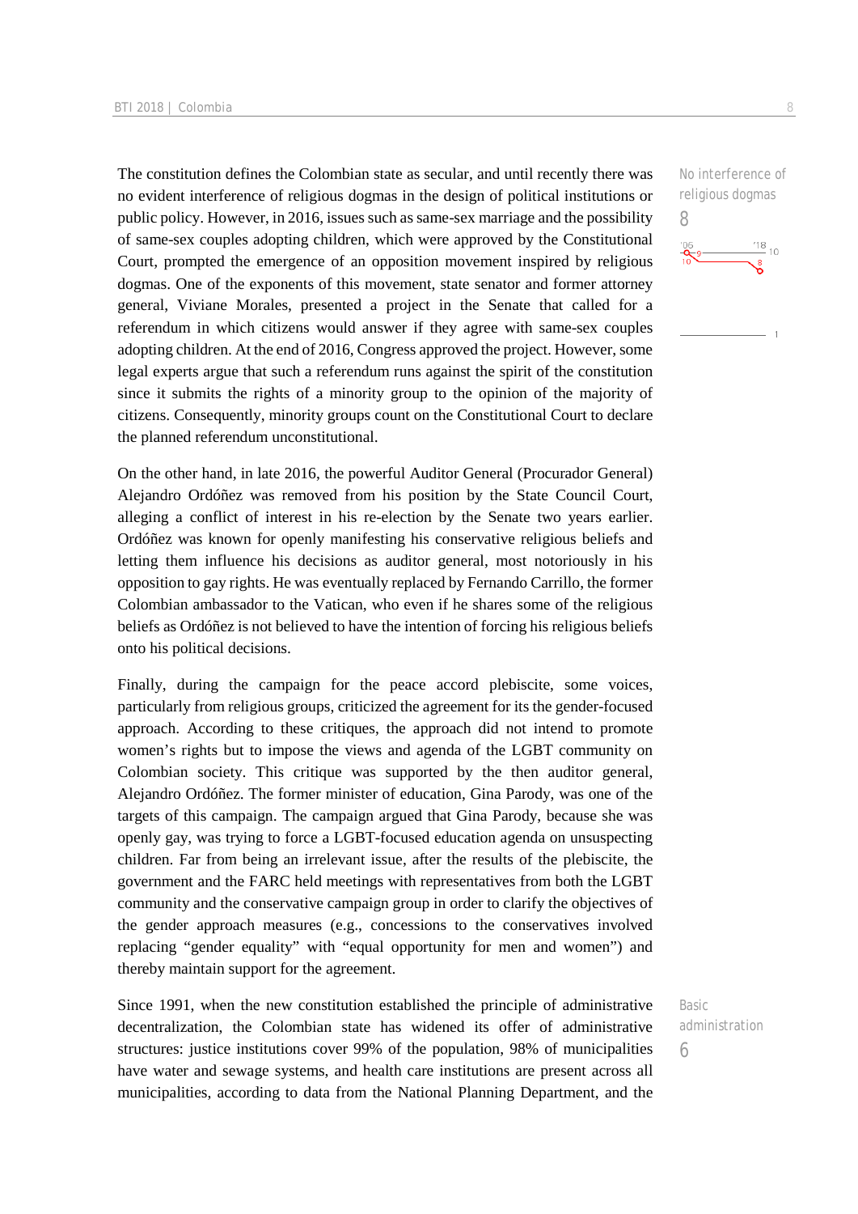No interference of religious dogmas

8

The constitution defines the Colombian state as secular, and until recently there was no evident interference of religious dogmas in the design of political institutions or public policy. However, in 2016, issues such as same-sex marriage and the possibility of same-sex couples adopting children, which were approved by the Constitutional Court, prompted the emergence of an opposition movement inspired by religious dogmas. One of the exponents of this movement, state senator and former attorney general, Viviane Morales, presented a project in the Senate that called for a referendum in which citizens would answer if they agree with same-sex couples adopting children. At the end of 2016, Congress approved the project. However, some legal experts argue that such a referendum runs against the spirit of the constitution since it submits the rights of a minority group to the opinion of the majority of citizens. Consequently, minority groups count on the Constitutional Court to declare the planned referendum unconstitutional.

On the other hand, in late 2016, the powerful Auditor General (Procurador General) Alejandro Ordóñez was removed from his position by the State Council Court, alleging a conflict of interest in his re-election by the Senate two years earlier. Ordóñez was known for openly manifesting his conservative religious beliefs and letting them influence his decisions as auditor general, most notoriously in his opposition to gay rights. He was eventually replaced by Fernando Carrillo, the former Colombian ambassador to the Vatican, who even if he shares some of the religious beliefs as Ordóñez is not believed to have the intention of forcing his religious beliefs onto his political decisions.

Finally, during the campaign for the peace accord plebiscite, some voices, particularly from religious groups, criticized the agreement for its the gender-focused approach. According to these critiques, the approach did not intend to promote women's rights but to impose the views and agenda of the LGBT community on Colombian society. This critique was supported by the then auditor general, Alejandro Ordóñez. The former minister of education, Gina Parody, was one of the targets of this campaign. The campaign argued that Gina Parody, because she was openly gay, was trying to force a LGBT-focused education agenda on unsuspecting children. Far from being an irrelevant issue, after the results of the plebiscite, the government and the FARC held meetings with representatives from both the LGBT community and the conservative campaign group in order to clarify the objectives of the gender approach measures (e.g., concessions to the conservatives involved replacing "gender equality" with "equal opportunity for men and women") and thereby maintain support for the agreement.

Basic administration

6

Since 1991, when the new constitution established the principle of administrative decentralization, the Colombian state has widened its offer of administrative structures: justice institutions cover 99% of the population, 98% of municipalities have water and sewage systems, and health care institutions are present across all municipalities, according to data from the National Planning Department, and the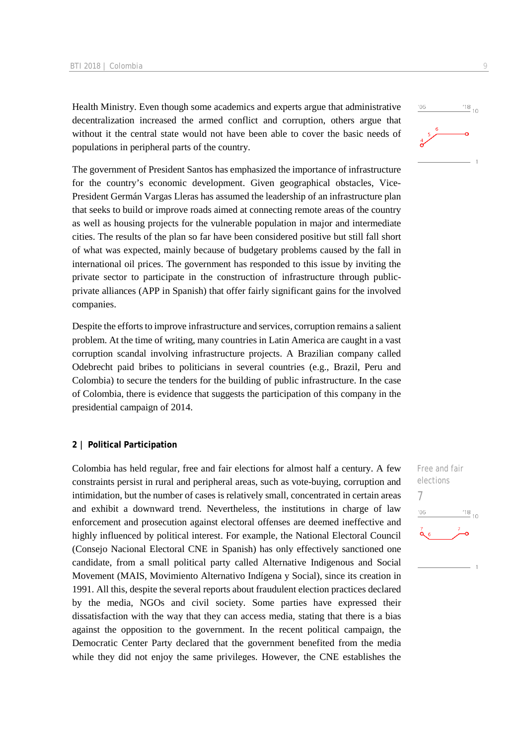Health Ministry. Even though some academics and experts argue that administrative decentralization increased the armed conflict and corruption, others argue that without it the central state would not have been able to cover the basic needs of populations in peripheral parts of the country.

The government of President Santos has emphasized the importance of infrastructure for the country's economic development. Given geographical obstacles, Vice-President Germán Vargas Lleras has assumed the leadership of an infrastructure plan that seeks to build or improve roads aimed at connecting remote areas of the country as well as housing projects for the vulnerable population in major and intermediate cities. The results of the plan so far have been considered positive but still fall short of what was expected, mainly because of budgetary problems caused by the fall in international oil prices. The government has responded to this issue by inviting the private sector to participate in the construction of infrastructure through public-private alliances (APP in Spanish) that offer fairly significant gains for the involved companies.

Despite the efforts to improve infrastructure and services, corruption remains a salient problem. At the time of writing, many countries in Latin America are caught in a vast corruption scandal involving infrastructure projects. A Brazilian company called Odebrecht paid bribes to politicians in several countries (e.g., Brazil, Peru and Colombia) to secure the tenders for the building of public infrastructure. In the case of Colombia, there is evidence that suggests the participation of this company in the presidential campaign of 2014.

## 2 | Political Participation

Free and fair elections

7

Colombia has held regular, free and fair elections for almost half a century. A few constraints persist in rural and peripheral areas, such as vote-buying, corruption and intimidation, but the number of cases is relatively small, concentrated in certain areas and exhibit a downward trend. Nevertheless, the institutions in charge of law enforcement and prosecution against electoral offenses are deemed ineffective and highly influenced by political interest. For example, the National Electoral Council (Consejo Nacional Electoral CNE in Spanish) has only effectively sanctioned one candidate, from a small political party called Alternative Indigenous and Social Movement (MAIS, Movimiento Alternativo Indígena y Social), since its creation in 1991. All this, despite the several reports about fraudulent election practices declared by the media, NGOs and civil society. Some parties have expressed their dissatisfaction with the way that they can access media, stating that there is a bias against the opposition to the government. In the recent political campaign, the Democratic Center Party declared that the government benefited from the media while they did not enjoy the same privileges. However, the CNE establishes the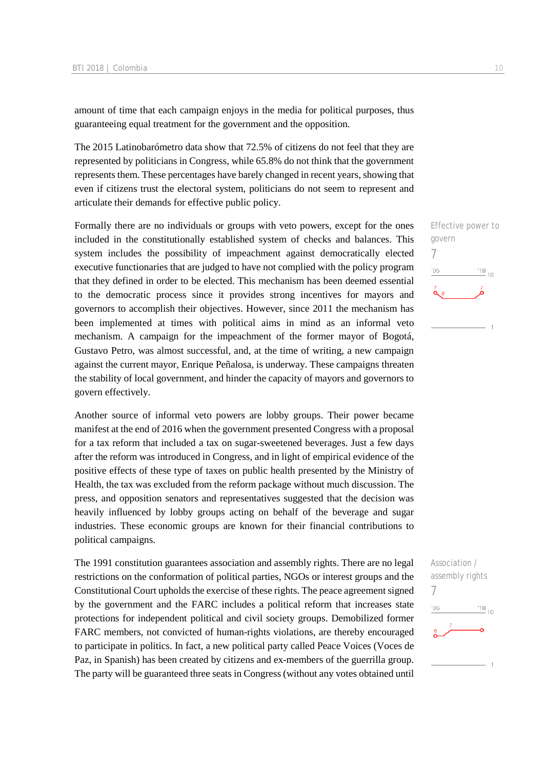amount of time that each campaign enjoys in the media for political purposes, thus guaranteeing equal treatment for the government and the opposition.

The 2015 Latinobarómetro data show that 72.5% of citizens do not feel that they are represented by politicians in Congress, while 65.8% do not think that the government represents them. These percentages have barely changed in recent years, showing that even if citizens trust the electoral system, politicians do not seem to represent and articulate their demands for effective public policy.

Effective power to govern
7

Formally there are no individuals or groups with veto powers, except for the ones included in the constitutionally established system of checks and balances. This system includes the possibility of impeachment against democratically elected executive functionaries that are judged to have not complied with the policy program that they defined in order to be elected. This mechanism has been deemed essential to the democratic process since it provides strong incentives for mayors and governors to accomplish their objectives. However, since 2011 the mechanism has been implemented at times with political aims in mind as an informal veto mechanism. A campaign for the impeachment of the former mayor of Bogotá, Gustavo Petro, was almost successful, and, at the time of writing, a new campaign against the current mayor, Enrique Peñalosa, is underway. These campaigns threaten the stability of local government, and hinder the capacity of mayors and governors to govern effectively.

Another source of informal veto powers are lobby groups. Their power became manifest at the end of 2016 when the government presented Congress with a proposal for a tax reform that included a tax on sugar-sweetened beverages. Just a few days after the reform was introduced in Congress, and in light of empirical evidence of the positive effects of these type of taxes on public health presented by the Ministry of Health, the tax was excluded from the reform package without much discussion. The press, and opposition senators and representatives suggested that the decision was heavily influenced by lobby groups acting on behalf of the beverage and sugar industries. These economic groups are known for their financial contributions to political campaigns.

Association / assembly rights
7

The 1991 constitution guarantees association and assembly rights. There are no legal restrictions on the conformation of political parties, NGOs or interest groups and the Constitutional Court upholds the exercise of these rights. The peace agreement signed by the government and the FARC includes a political reform that increases state protections for independent political and civil society groups. Demobilized former FARC members, not convicted of human-rights violations, are thereby encouraged to participate in politics. In fact, a new political party called Peace Voices (Voces de Paz, in Spanish) has been created by citizens and ex-members of the guerrilla group. The party will be guaranteed three seats in Congress (without any votes obtained until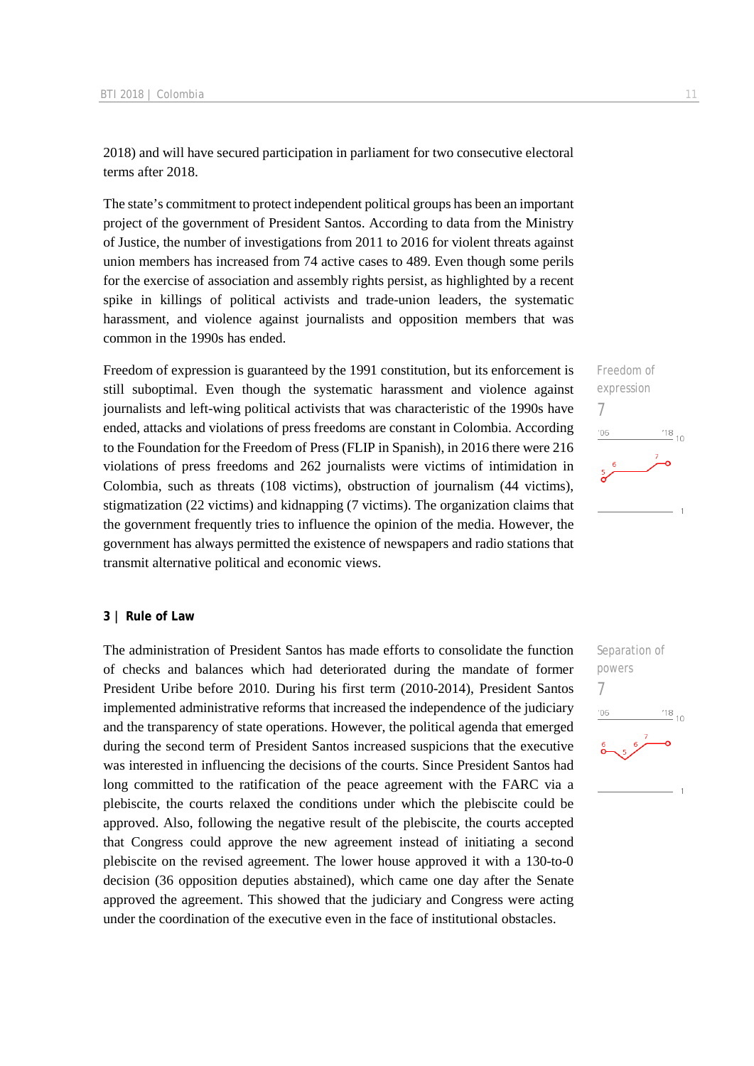2018) and will have secured participation in parliament for two consecutive electoral terms after 2018.

The state's commitment to protect independent political groups has been an important project of the government of President Santos. According to data from the Ministry of Justice, the number of investigations from 2011 to 2016 for violent threats against union members has increased from 74 active cases to 489. Even though some perils for the exercise of association and assembly rights persist, as highlighted by a recent spike in killings of political activists and trade-union leaders, the systematic harassment, and violence against journalists and opposition members that was common in the 1990s has ended.

Freedom of expression
7

Freedom of expression is guaranteed by the 1991 constitution, but its enforcement is still suboptimal. Even though the systematic harassment and violence against journalists and left-wing political activists that was characteristic of the 1990s have ended, attacks and violations of press freedoms are constant in Colombia. According to the Foundation for the Freedom of Press (FLIP in Spanish), in 2016 there were 216 violations of press freedoms and 262 journalists were victims of intimidation in Colombia, such as threats (108 victims), obstruction of journalism (44 victims), stigmatization (22 victims) and kidnapping (7 victims). The organization claims that the government frequently tries to influence the opinion of the media. However, the government has always permitted the existence of newspapers and radio stations that transmit alternative political and economic views.

### 3 | Rule of Law

Separation of powers
7

The administration of President Santos has made efforts to consolidate the function of checks and balances which had deteriorated during the mandate of former President Uribe before 2010. During his first term (2010-2014), President Santos implemented administrative reforms that increased the independence of the judiciary and the transparency of state operations. However, the political agenda that emerged during the second term of President Santos increased suspicions that the executive was interested in influencing the decisions of the courts. Since President Santos had long committed to the ratification of the peace agreement with the FARC via a plebiscite, the courts relaxed the conditions under which the plebiscite could be approved. Also, following the negative result of the plebiscite, the courts accepted that Congress could approve the new agreement instead of initiating a second plebiscite on the revised agreement. The lower house approved it with a 130-to-0 decision (36 opposition deputies abstained), which came one day after the Senate approved the agreement. This showed that the judiciary and Congress were acting under the coordination of the executive even in the face of institutional obstacles.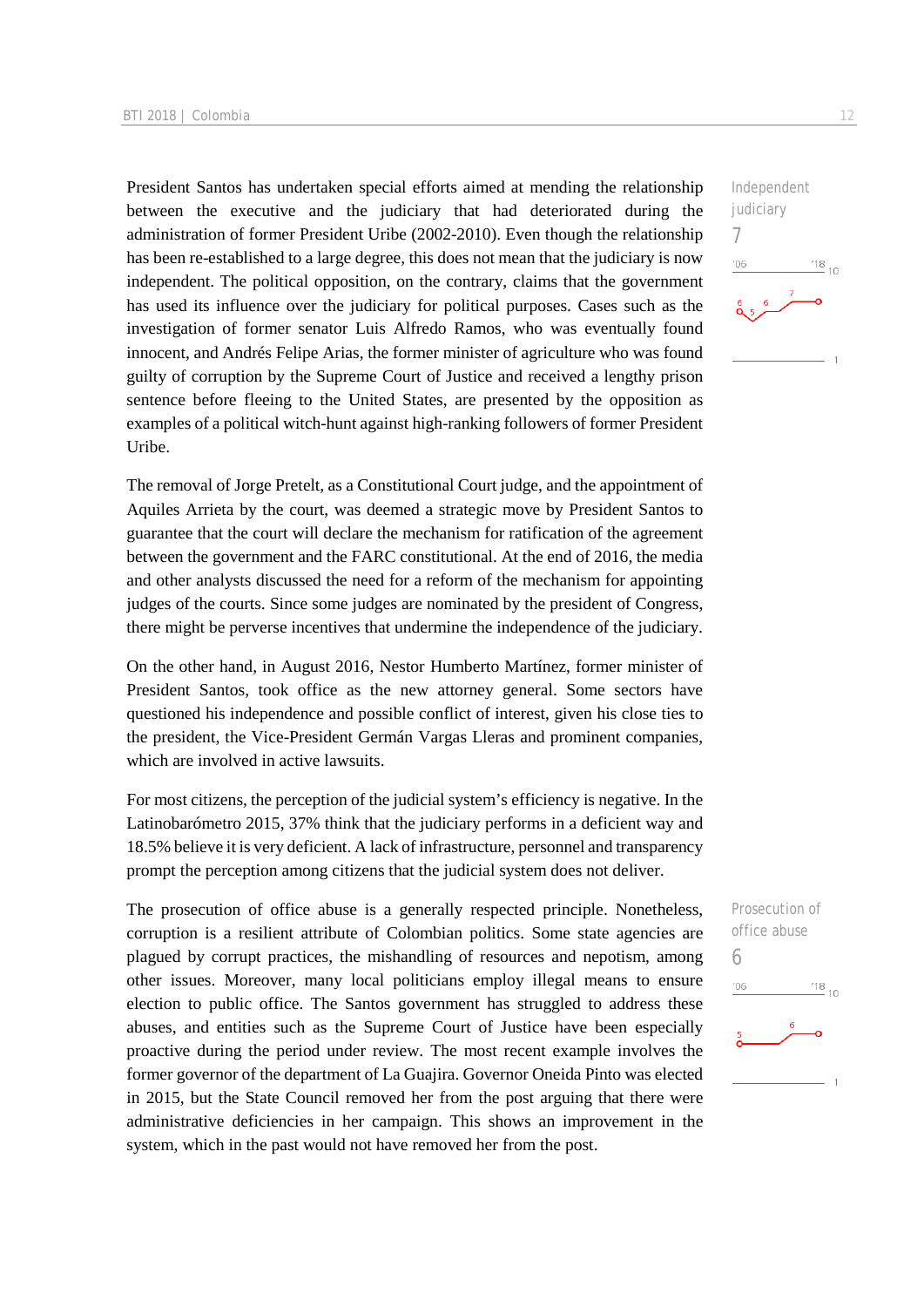President Santos has undertaken special efforts aimed at mending the relationship between the executive and the judiciary that had deteriorated during the administration of former President Uribe (2002-2010). Even though the relationship has been re-established to a large degree, this does not mean that the judiciary is now independent. The political opposition, on the contrary, claims that the government has used its influence over the judiciary for political purposes. Cases such as the investigation of former senator Luis Alfredo Ramos, who was eventually found innocent, and Andrés Felipe Arias, the former minister of agriculture who was found guilty of corruption by the Supreme Court of Justice and received a lengthy prison sentence before fleeing to the United States, are presented by the opposition as examples of a political witch-hunt against high-ranking followers of former President Uribe.

Independent judiciary
7

The removal of Jorge Pretelt, as a Constitutional Court judge, and the appointment of Aquiles Arrieta by the court, was deemed a strategic move by President Santos to guarantee that the court will declare the mechanism for ratification of the agreement between the government and the FARC constitutional. At the end of 2016, the media and other analysts discussed the need for a reform of the mechanism for appointing judges of the courts. Since some judges are nominated by the president of Congress, there might be perverse incentives that undermine the independence of the judiciary.

On the other hand, in August 2016, Nestor Humberto Martínez, former minister of President Santos, took office as the new attorney general. Some sectors have questioned his independence and possible conflict of interest, given his close ties to the president, the Vice-President Germán Vargas Lleras and prominent companies, which are involved in active lawsuits.

For most citizens, the perception of the judicial system's efficiency is negative. In the Latinobarómetro 2015, 37% think that the judiciary performs in a deficient way and 18.5% believe it is very deficient. A lack of infrastructure, personnel and transparency prompt the perception among citizens that the judicial system does not deliver.

The prosecution of office abuse is a generally respected principle. Nonetheless, corruption is a resilient attribute of Colombian politics. Some state agencies are plagued by corrupt practices, the mishandling of resources and nepotism, among other issues. Moreover, many local politicians employ illegal means to ensure election to public office. The Santos government has struggled to address these abuses, and entities such as the Supreme Court of Justice have been especially proactive during the period under review. The most recent example involves the former governor of the department of La Guajira. Governor Oneida Pinto was elected in 2015, but the State Council removed her from the post arguing that there were administrative deficiencies in her campaign. This shows an improvement in the system, which in the past would not have removed her from the post.

Prosecution of office abuse
6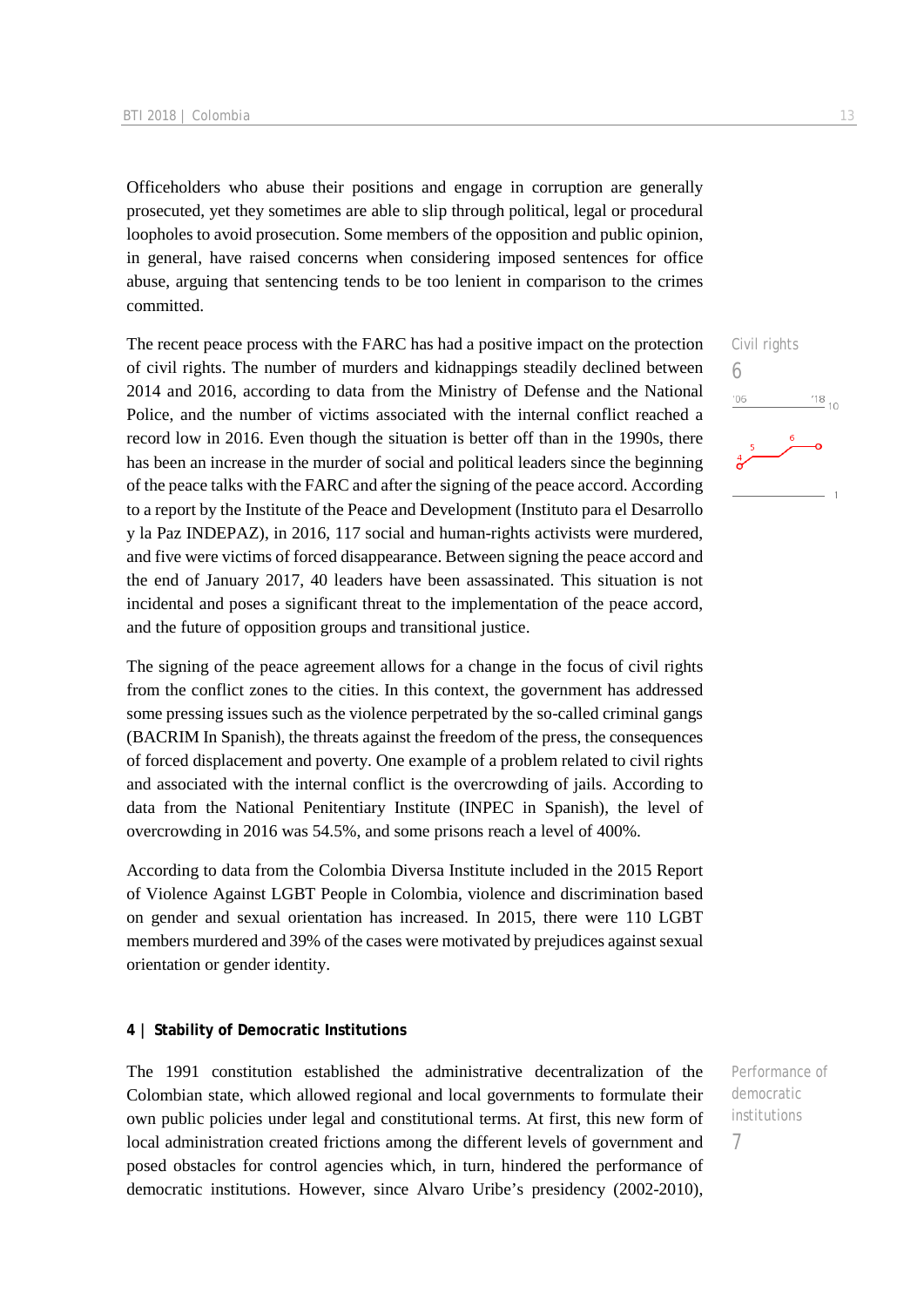Officeholders who abuse their positions and engage in corruption are generally prosecuted, yet they sometimes are able to slip through political, legal or procedural loopholes to avoid prosecution. Some members of the opposition and public opinion, in general, have raised concerns when considering imposed sentences for office abuse, arguing that sentencing tends to be too lenient in comparison to the crimes committed.

Civil rights
6

The recent peace process with the FARC has had a positive impact on the protection of civil rights. The number of murders and kidnappings steadily declined between 2014 and 2016, according to data from the Ministry of Defense and the National Police, and the number of victims associated with the internal conflict reached a record low in 2016. Even though the situation is better off than in the 1990s, there has been an increase in the murder of social and political leaders since the beginning of the peace talks with the FARC and after the signing of the peace accord. According to a report by the Institute of the Peace and Development (Instituto para el Desarrollo y la Paz INDEPAZ), in 2016, 117 social and human-rights activists were murdered, and five were victims of forced disappearance. Between signing the peace accord and the end of January 2017, 40 leaders have been assassinated. This situation is not incidental and poses a significant threat to the implementation of the peace accord, and the future of opposition groups and transitional justice.

The signing of the peace agreement allows for a change in the focus of civil rights from the conflict zones to the cities. In this context, the government has addressed some pressing issues such as the violence perpetrated by the so-called criminal gangs (BACRIM In Spanish), the threats against the freedom of the press, the consequences of forced displacement and poverty. One example of a problem related to civil rights and associated with the internal conflict is the overcrowding of jails. According to data from the National Penitentiary Institute (INPEC in Spanish), the level of overcrowding in 2016 was 54.5%, and some prisons reach a level of 400%.

According to data from the Colombia Diversa Institute included in the 2015 Report of Violence Against LGBT People in Colombia, violence and discrimination based on gender and sexual orientation has increased. In 2015, there were 110 LGBT members murdered and 39% of the cases were motivated by prejudices against sexual orientation or gender identity.

## 4 | Stability of Democratic Institutions

Performance of democratic institutions
7

The 1991 constitution established the administrative decentralization of the Colombian state, which allowed regional and local governments to formulate their own public policies under legal and constitutional terms. At first, this new form of local administration created frictions among the different levels of government and posed obstacles for control agencies which, in turn, hindered the performance of democratic institutions. However, since Alvaro Uribe's presidency (2002-2010),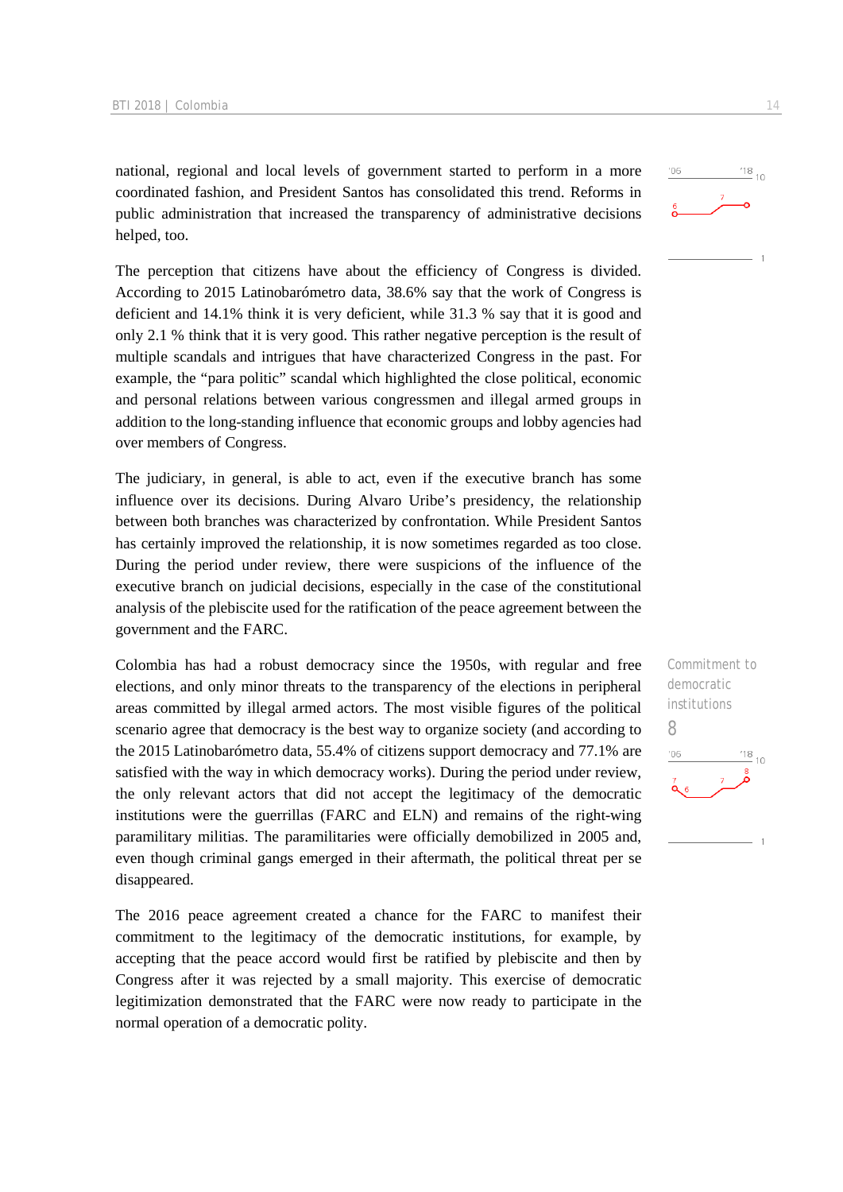national, regional and local levels of government started to perform in a more coordinated fashion, and President Santos has consolidated this trend. Reforms in public administration that increased the transparency of administrative decisions helped, too.

The perception that citizens have about the efficiency of Congress is divided. According to 2015 Latinobarómetro data, 38.6% say that the work of Congress is deficient and 14.1% think it is very deficient, while 31.3 % say that it is good and only 2.1 % think that it is very good. This rather negative perception is the result of multiple scandals and intrigues that have characterized Congress in the past. For example, the "para politic" scandal which highlighted the close political, economic and personal relations between various congressmen and illegal armed groups in addition to the long-standing influence that economic groups and lobby agencies had over members of Congress.

The judiciary, in general, is able to act, even if the executive branch has some influence over its decisions. During Alvaro Uribe's presidency, the relationship between both branches was characterized by confrontation. While President Santos has certainly improved the relationship, it is now sometimes regarded as too close. During the period under review, there were suspicions of the influence of the executive branch on judicial decisions, especially in the case of the constitutional analysis of the plebiscite used for the ratification of the peace agreement between the government and the FARC.

Commitment to democratic institutions

8

Colombia has had a robust democracy since the 1950s, with regular and free elections, and only minor threats to the transparency of the elections in peripheral areas committed by illegal armed actors. The most visible figures of the political scenario agree that democracy is the best way to organize society (and according to the 2015 Latinobarómetro data, 55.4% of citizens support democracy and 77.1% are satisfied with the way in which democracy works). During the period under review, the only relevant actors that did not accept the legitimacy of the democratic institutions were the guerrillas (FARC and ELN) and remains of the right-wing paramilitary militias. The paramilitaries were officially demobilized in 2005 and, even though criminal gangs emerged in their aftermath, the political threat per se disappeared.

The 2016 peace agreement created a chance for the FARC to manifest their commitment to the legitimacy of the democratic institutions, for example, by accepting that the peace accord would first be ratified by plebiscite and then by Congress after it was rejected by a small majority. This exercise of democratic legitimization demonstrated that the FARC were now ready to participate in the normal operation of a democratic polity.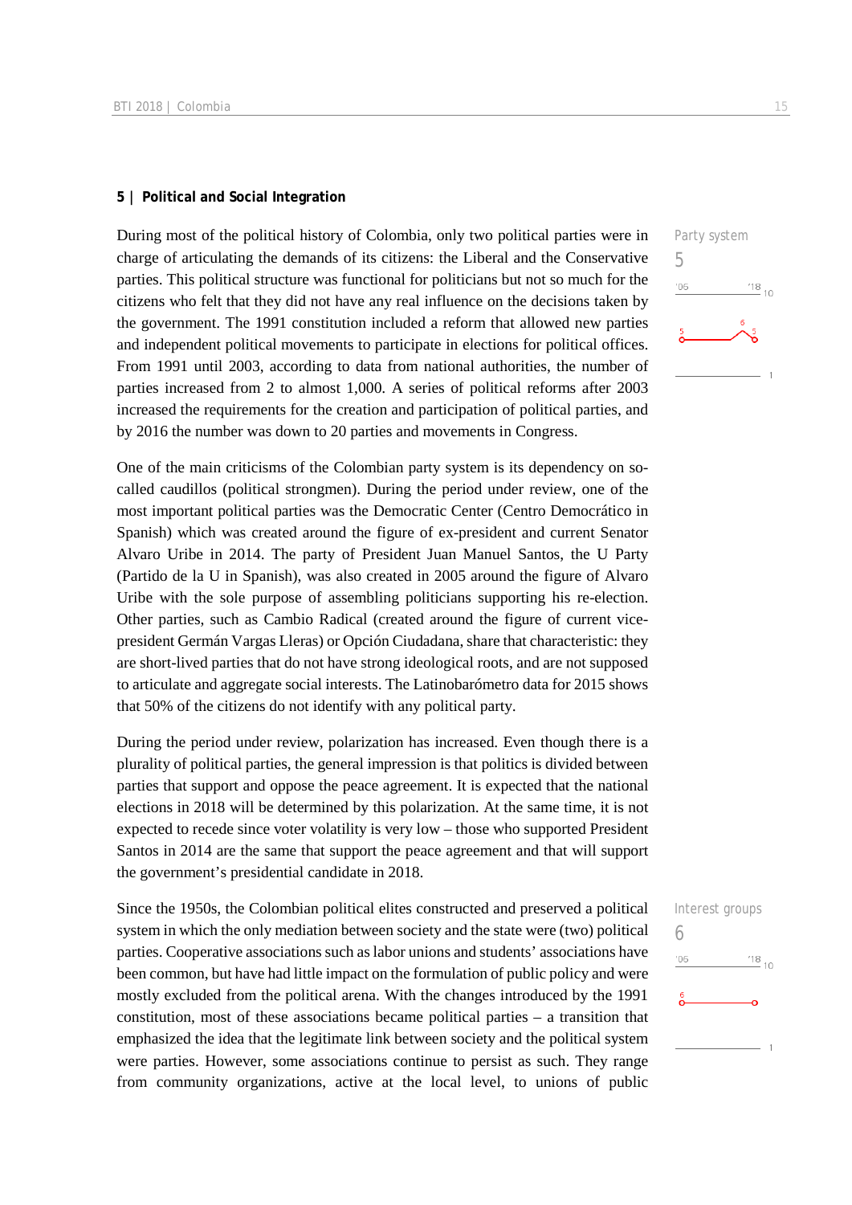## 5 | Political and Social Integration

Party system
5

During most of the political history of Colombia, only two political parties were in charge of articulating the demands of its citizens: the Liberal and the Conservative parties. This political structure was functional for politicians but not so much for the citizens who felt that they did not have any real influence on the decisions taken by the government. The 1991 constitution included a reform that allowed new parties and independent political movements to participate in elections for political offices. From 1991 until 2003, according to data from national authorities, the number of parties increased from 2 to almost 1,000. A series of political reforms after 2003 increased the requirements for the creation and participation of political parties, and by 2016 the number was down to 20 parties and movements in Congress.

One of the main criticisms of the Colombian party system is its dependency on so-called caudillos (political strongmen). During the period under review, one of the most important political parties was the Democratic Center (Centro Democrático in Spanish) which was created around the figure of ex-president and current Senator Alvaro Uribe in 2014. The party of President Juan Manuel Santos, the U Party (Partido de la U in Spanish), was also created in 2005 around the figure of Alvaro Uribe with the sole purpose of assembling politicians supporting his re-election. Other parties, such as Cambio Radical (created around the figure of current vice-president Germán Vargas Lleras) or Opción Ciudadana, share that characteristic: they are short-lived parties that do not have strong ideological roots, and are not supposed to articulate and aggregate social interests. The Latinobarómetro data for 2015 shows that 50% of the citizens do not identify with any political party.

During the period under review, polarization has increased. Even though there is a plurality of political parties, the general impression is that politics is divided between parties that support and oppose the peace agreement. It is expected that the national elections in 2018 will be determined by this polarization. At the same time, it is not expected to recede since voter volatility is very low – those who supported President Santos in 2014 are the same that support the peace agreement and that will support the government's presidential candidate in 2018.

Interest groups
6

Since the 1950s, the Colombian political elites constructed and preserved a political system in which the only mediation between society and the state were (two) political parties. Cooperative associations such as labor unions and students' associations have been common, but have had little impact on the formulation of public policy and were mostly excluded from the political arena. With the changes introduced by the 1991 constitution, most of these associations became political parties – a transition that emphasized the idea that the legitimate link between society and the political system were parties. However, some associations continue to persist as such. They range from community organizations, active at the local level, to unions of public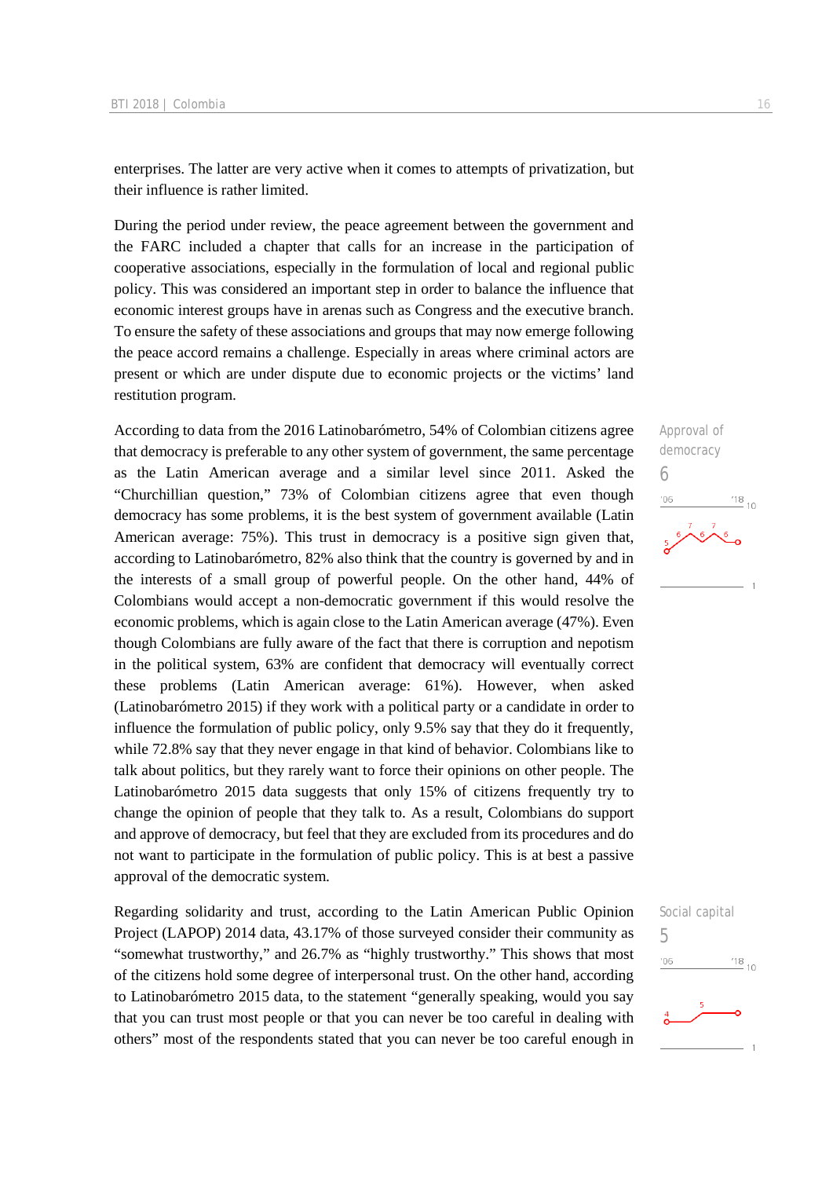enterprises. The latter are very active when it comes to attempts of privatization, but their influence is rather limited.

During the period under review, the peace agreement between the government and the FARC included a chapter that calls for an increase in the participation of cooperative associations, especially in the formulation of local and regional public policy. This was considered an important step in order to balance the influence that economic interest groups have in arenas such as Congress and the executive branch. To ensure the safety of these associations and groups that may now emerge following the peace accord remains a challenge. Especially in areas where criminal actors are present or which are under dispute due to economic projects or the victims' land restitution program.

Approval of democracy
6

According to data from the 2016 Latinobarómetro, 54% of Colombian citizens agree that democracy is preferable to any other system of government, the same percentage as the Latin American average and a similar level since 2011. Asked the "Churchillian question," 73% of Colombian citizens agree that even though democracy has some problems, it is the best system of government available (Latin American average: 75%). This trust in democracy is a positive sign given that, according to Latinobarómetro, 82% also think that the country is governed by and in the interests of a small group of powerful people. On the other hand, 44% of Colombians would accept a non-democratic government if this would resolve the economic problems, which is again close to the Latin American average (47%). Even though Colombians are fully aware of the fact that there is corruption and nepotism in the political system, 63% are confident that democracy will eventually correct these problems (Latin American average: 61%). However, when asked (Latinobarómetro 2015) if they work with a political party or a candidate in order to influence the formulation of public policy, only 9.5% say that they do it frequently, while 72.8% say that they never engage in that kind of behavior. Colombians like to talk about politics, but they rarely want to force their opinions on other people. The Latinobarómetro 2015 data suggests that only 15% of citizens frequently try to change the opinion of people that they talk to. As a result, Colombians do support and approve of democracy, but feel that they are excluded from its procedures and do not want to participate in the formulation of public policy. This is at best a passive approval of the democratic system.

Social capital
5

Regarding solidarity and trust, according to the Latin American Public Opinion Project (LAPOP) 2014 data, 43.17% of those surveyed consider their community as "somewhat trustworthy," and 26.7% as "highly trustworthy." This shows that most of the citizens hold some degree of interpersonal trust. On the other hand, according to Latinobarómetro 2015 data, to the statement "generally speaking, would you say that you can trust most people or that you can never be too careful in dealing with others" most of the respondents stated that you can never be too careful enough in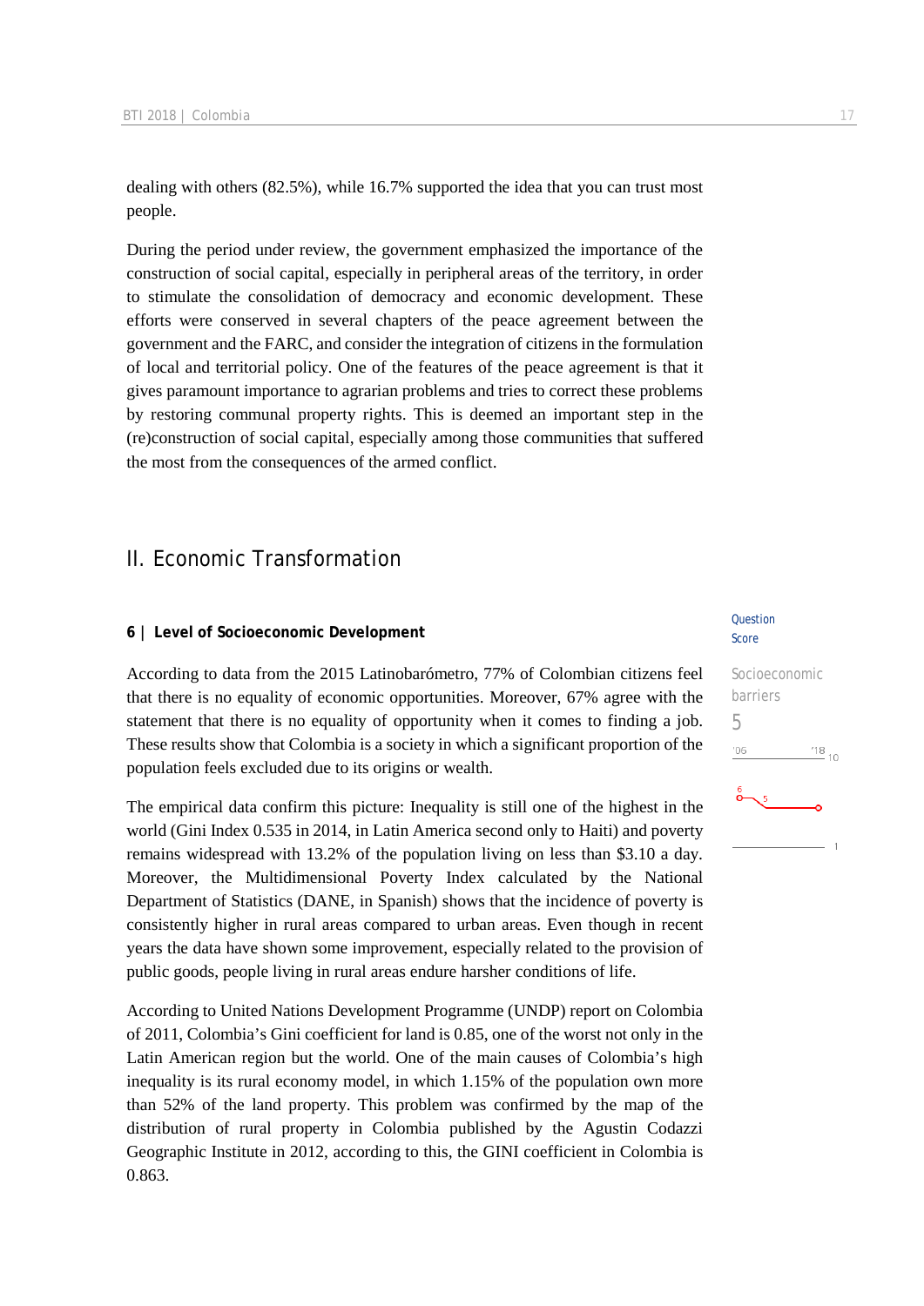dealing with others (82.5%), while 16.7% supported the idea that you can trust most people.

During the period under review, the government emphasized the importance of the construction of social capital, especially in peripheral areas of the territory, in order to stimulate the consolidation of democracy and economic development. These efforts were conserved in several chapters of the peace agreement between the government and the FARC, and consider the integration of citizens in the formulation of local and territorial policy. One of the features of the peace agreement is that it gives paramount importance to agrarian problems and tries to correct these problems by restoring communal property rights. This is deemed an important step in the (re)construction of social capital, especially among those communities that suffered the most from the consequences of the armed conflict.

# II. Economic Transformation

### 6 | Level of Socioeconomic Development

Question Score

Socioeconomic barriers
5

According to data from the 2015 Latinobarómetro, 77% of Colombian citizens feel that there is no equality of economic opportunities. Moreover, 67% agree with the statement that there is no equality of opportunity when it comes to finding a job. These results show that Colombia is a society in which a significant proportion of the population feels excluded due to its origins or wealth.

The empirical data confirm this picture: Inequality is still one of the highest in the world (Gini Index 0.535 in 2014, in Latin America second only to Haiti) and poverty remains widespread with 13.2% of the population living on less than $3.10 a day. Moreover, the Multidimensional Poverty Index calculated by the National Department of Statistics (DANE, in Spanish) shows that the incidence of poverty is consistently higher in rural areas compared to urban areas. Even though in recent years the data have shown some improvement, especially related to the provision of public goods, people living in rural areas endure harsher conditions of life.

According to United Nations Development Programme (UNDP) report on Colombia of 2011, Colombia's Gini coefficient for land is 0.85, one of the worst not only in the Latin American region but the world. One of the main causes of Colombia's high inequality is its rural economy model, in which 1.15% of the population own more than 52% of the land property. This problem was confirmed by the map of the distribution of rural property in Colombia published by the Agustin Codazzi Geographic Institute in 2012, according to this, the GINI coefficient in Colombia is 0.863.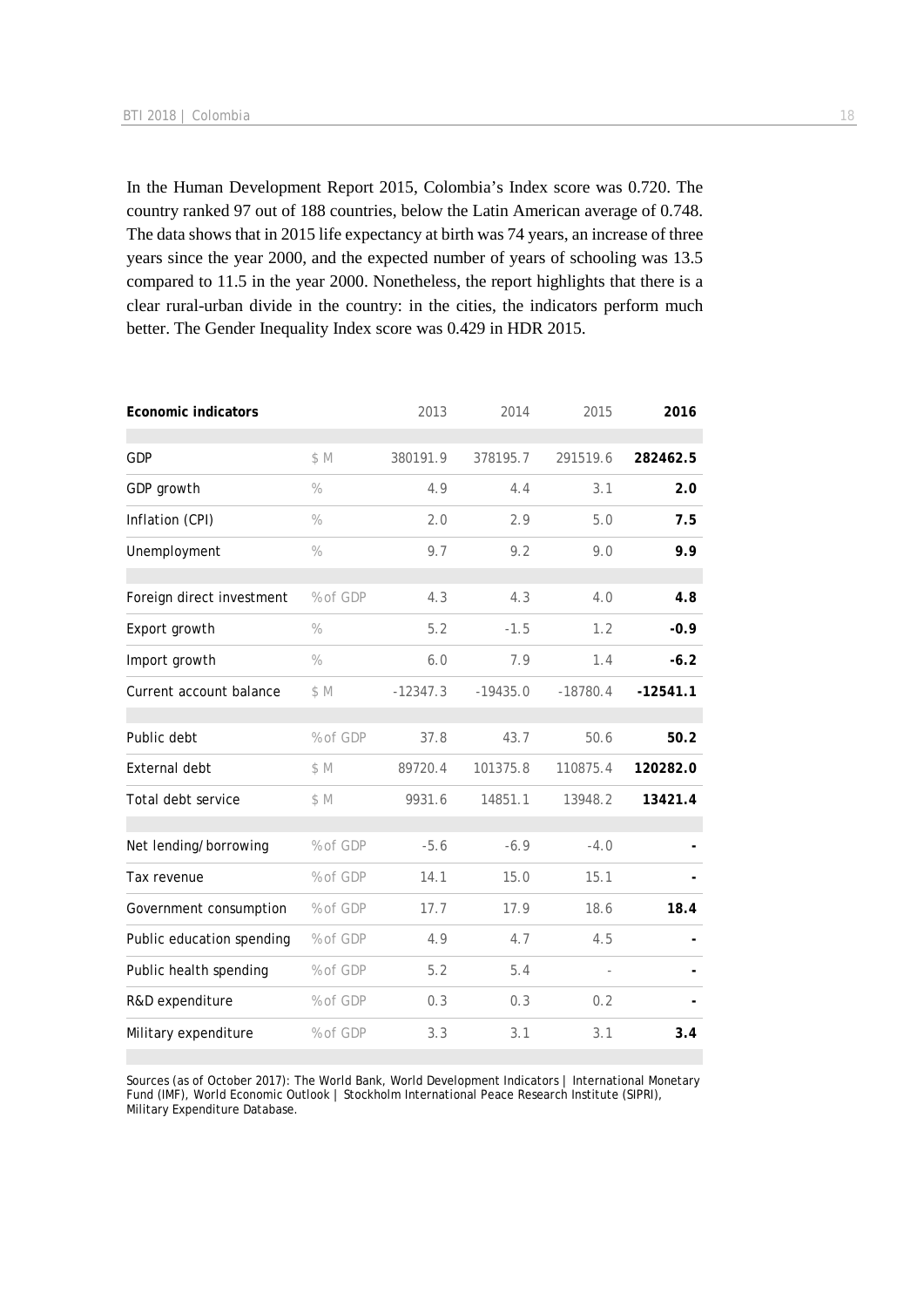In the Human Development Report 2015, Colombia's Index score was 0.720. The country ranked 97 out of 188 countries, below the Latin American average of 0.748. The data shows that in 2015 life expectancy at birth was 74 years, an increase of three years since the year 2000, and the expected number of years of schooling was 13.5 compared to 11.5 in the year 2000. Nonetheless, the report highlights that there is a clear rural-urban divide in the country: in the cities, the indicators perform much better. The Gender Inequality Index score was 0.429 in HDR 2015.

| Economic indicators | | 2013 | 2014 | 2015 | **2016** |
|---|---|---|---|---|---|
| GDP | $ M | 380191.9 | 378195.7 | 291519.6 | **282462.5** |
| GDP growth | % | 4.9 | 4.4 | 3.1 | **2.0** |
| Inflation (CPI) | % | 2.0 | 2.9 | 5.0 | **7.5** |
| Unemployment | % | 9.7 | 9.2 | 9.0 | **9.9** |
| Foreign direct investment | % of GDP | 4.3 | 4.3 | 4.0 | **4.8** |
| Export growth | % | 5.2 | -1.5 | 1.2 | **-0.9** |
| Import growth | % | 6.0 | 7.9 | 1.4 | **-6.2** |
| Current account balance | $ M | -12347.3 | -19435.0 | -18780.4 | **-12541.1** |
| Public debt | % of GDP | 37.8 | 43.7 | 50.6 | **50.2** |
| External debt | $ M | 89720.4 | 101375.8 | 110875.4 | **120282.0** |
| Total debt service | $ M | 9931.6 | 14851.1 | 13948.2 | **13421.4** |
| Net lending/borrowing | % of GDP | -5.6 | -6.9 | -4.0 | **-** |
| Tax revenue | % of GDP | 14.1 | 15.0 | 15.1 | **-** |
| Government consumption | % of GDP | 17.7 | 17.9 | 18.6 | **18.4** |
| Public education spending | % of GDP | 4.9 | 4.7 | 4.5 | **-** |
| Public health spending | % of GDP | 5.2 | 5.4 | - | **-** |
| R&D expenditure | % of GDP | 0.3 | 0.3 | 0.2 | **-** |
| Military expenditure | % of GDP | 3.3 | 3.1 | 3.1 | **3.4** |

Sources (as of October 2017): The World Bank, World Development Indicators | International Monetary Fund (IMF), World Economic Outlook | Stockholm International Peace Research Institute (SIPRI), Military Expenditure Database.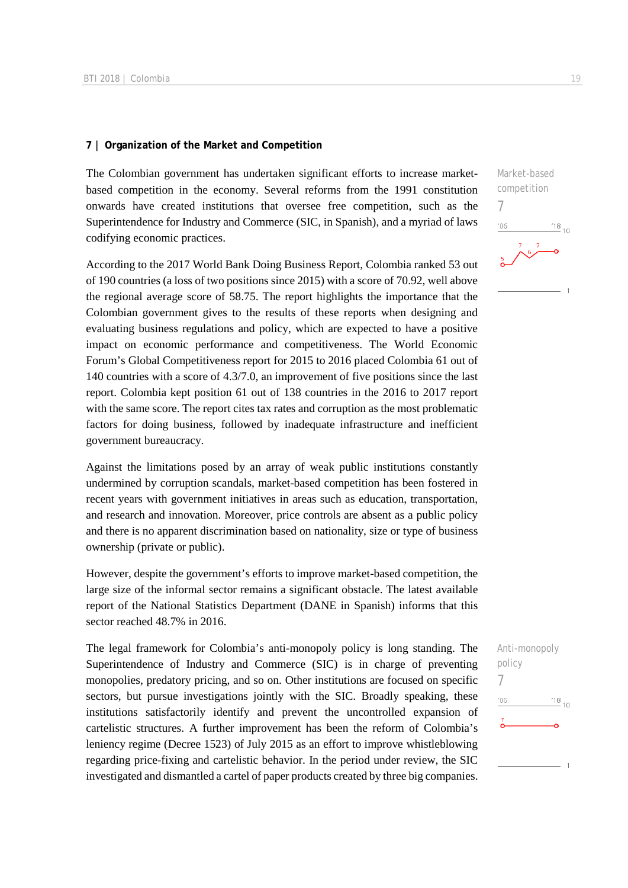## 7 | Organization of the Market and Competition

The Colombian government has undertaken significant efforts to increase market-based competition in the economy. Several reforms from the 1991 constitution onwards have created institutions that oversee free competition, such as the Superintendence for Industry and Commerce (SIC, in Spanish), and a myriad of laws codifying economic practices.

Market-based competition
7

According to the 2017 World Bank Doing Business Report, Colombia ranked 53 out of 190 countries (a loss of two positions since 2015) with a score of 70.92, well above the regional average score of 58.75. The report highlights the importance that the Colombian government gives to the results of these reports when designing and evaluating business regulations and policy, which are expected to have a positive impact on economic performance and competitiveness. The World Economic Forum's Global Competitiveness report for 2015 to 2016 placed Colombia 61 out of 140 countries with a score of 4.3/7.0, an improvement of five positions since the last report. Colombia kept position 61 out of 138 countries in the 2016 to 2017 report with the same score. The report cites tax rates and corruption as the most problematic factors for doing business, followed by inadequate infrastructure and inefficient government bureaucracy.

Against the limitations posed by an array of weak public institutions constantly undermined by corruption scandals, market-based competition has been fostered in recent years with government initiatives in areas such as education, transportation, and research and innovation. Moreover, price controls are absent as a public policy and there is no apparent discrimination based on nationality, size or type of business ownership (private or public).

However, despite the government's efforts to improve market-based competition, the large size of the informal sector remains a significant obstacle. The latest available report of the National Statistics Department (DANE in Spanish) informs that this sector reached 48.7% in 2016.

The legal framework for Colombia's anti-monopoly policy is long standing. The Superintendence of Industry and Commerce (SIC) is in charge of preventing monopolies, predatory pricing, and so on. Other institutions are focused on specific sectors, but pursue investigations jointly with the SIC. Broadly speaking, these institutions satisfactorily identify and prevent the uncontrolled expansion of cartelistic structures. A further improvement has been the reform of Colombia's leniency regime (Decree 1523) of July 2015 as an effort to improve whistleblowing regarding price-fixing and cartelistic behavior. In the period under review, the SIC investigated and dismantled a cartel of paper products created by three big companies.

Anti-monopoly policy
7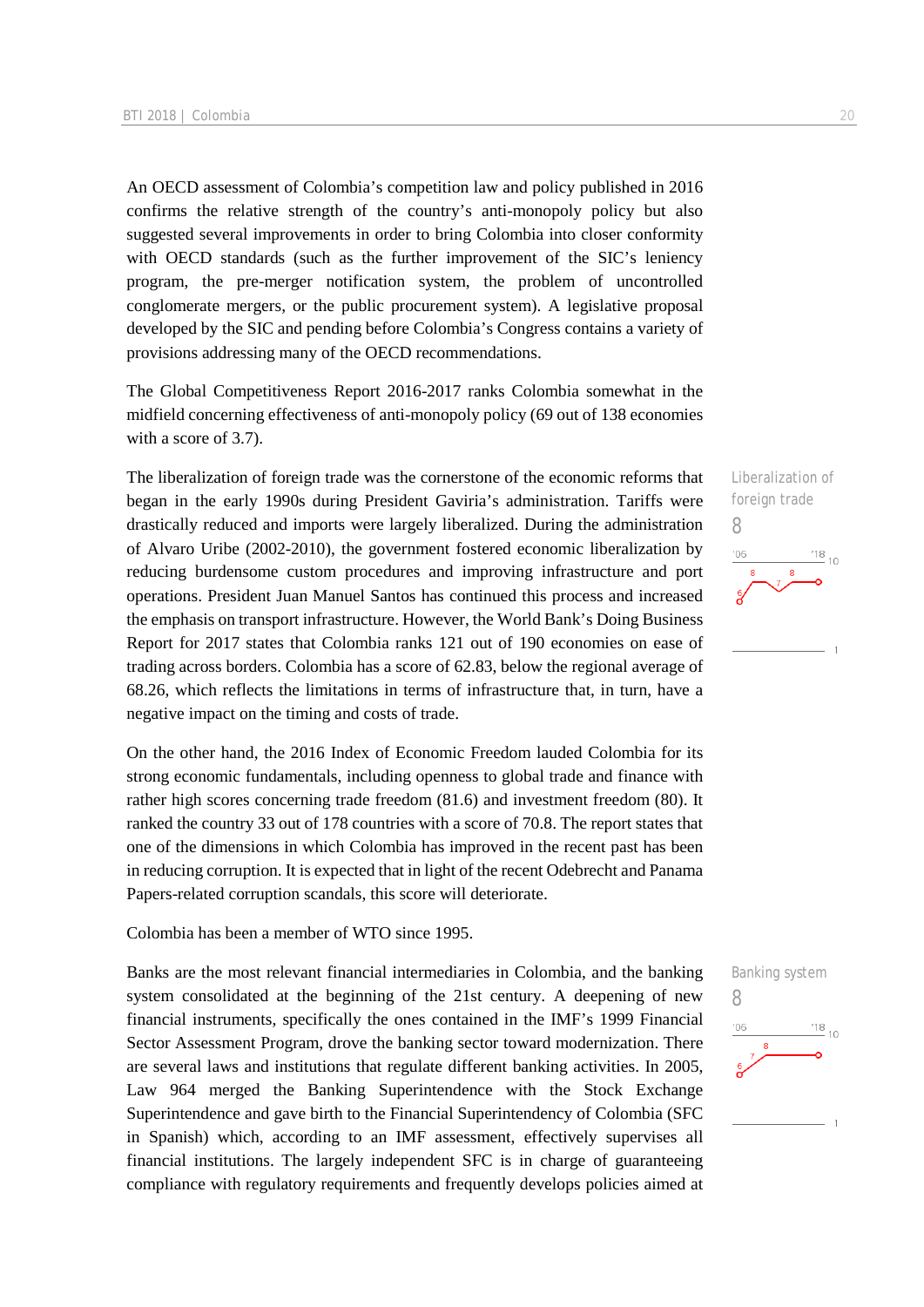An OECD assessment of Colombia's competition law and policy published in 2016 confirms the relative strength of the country's anti-monopoly policy but also suggested several improvements in order to bring Colombia into closer conformity with OECD standards (such as the further improvement of the SIC's leniency program, the pre-merger notification system, the problem of uncontrolled conglomerate mergers, or the public procurement system). A legislative proposal developed by the SIC and pending before Colombia's Congress contains a variety of provisions addressing many of the OECD recommendations.

The Global Competitiveness Report 2016-2017 ranks Colombia somewhat in the midfield concerning effectiveness of anti-monopoly policy (69 out of 138 economies with a score of 3.7).

Liberalization of foreign trade
8

The liberalization of foreign trade was the cornerstone of the economic reforms that began in the early 1990s during President Gaviria's administration. Tariffs were drastically reduced and imports were largely liberalized. During the administration of Alvaro Uribe (2002-2010), the government fostered economic liberalization by reducing burdensome custom procedures and improving infrastructure and port operations. President Juan Manuel Santos has continued this process and increased the emphasis on transport infrastructure. However, the World Bank's Doing Business Report for 2017 states that Colombia ranks 121 out of 190 economies on ease of trading across borders. Colombia has a score of 62.83, below the regional average of 68.26, which reflects the limitations in terms of infrastructure that, in turn, have a negative impact on the timing and costs of trade.

On the other hand, the 2016 Index of Economic Freedom lauded Colombia for its strong economic fundamentals, including openness to global trade and finance with rather high scores concerning trade freedom (81.6) and investment freedom (80). It ranked the country 33 out of 178 countries with a score of 70.8. The report states that one of the dimensions in which Colombia has improved in the recent past has been in reducing corruption. It is expected that in light of the recent Odebrecht and Panama Papers-related corruption scandals, this score will deteriorate.

Colombia has been a member of WTO since 1995.

Banking system
8

Banks are the most relevant financial intermediaries in Colombia, and the banking system consolidated at the beginning of the 21st century. A deepening of new financial instruments, specifically the ones contained in the IMF's 1999 Financial Sector Assessment Program, drove the banking sector toward modernization. There are several laws and institutions that regulate different banking activities. In 2005, Law 964 merged the Banking Superintendence with the Stock Exchange Superintendence and gave birth to the Financial Superintendency of Colombia (SFC in Spanish) which, according to an IMF assessment, effectively supervises all financial institutions. The largely independent SFC is in charge of guaranteeing compliance with regulatory requirements and frequently develops policies aimed at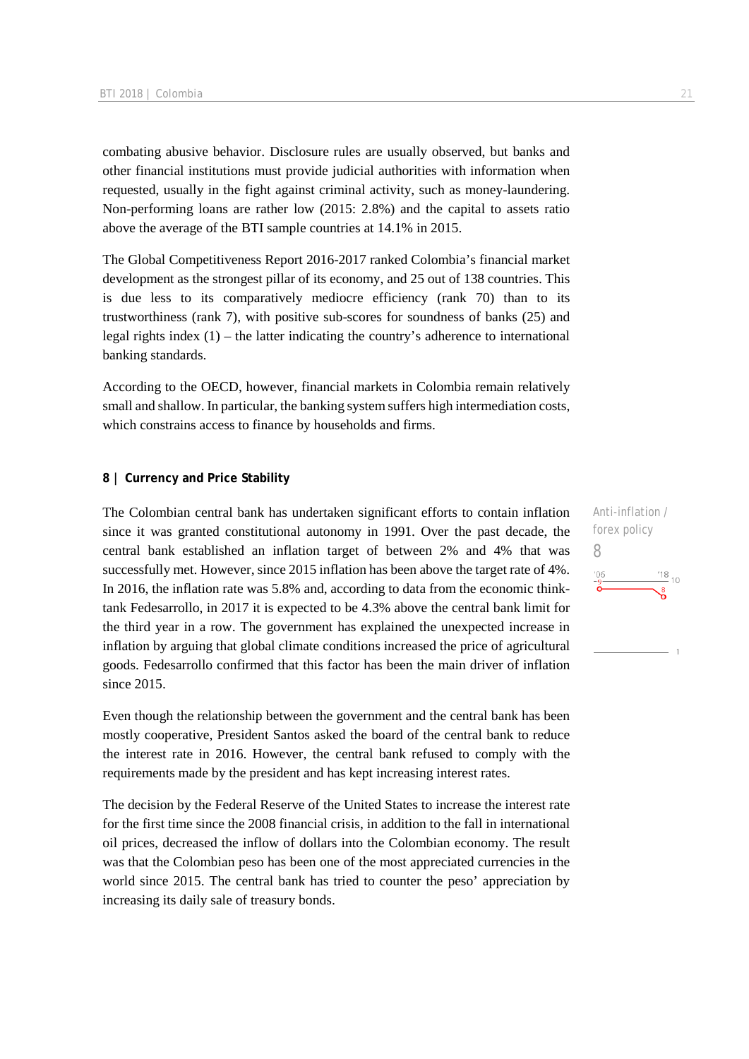combating abusive behavior. Disclosure rules are usually observed, but banks and other financial institutions must provide judicial authorities with information when requested, usually in the fight against criminal activity, such as money-laundering. Non-performing loans are rather low (2015: 2.8%) and the capital to assets ratio above the average of the BTI sample countries at 14.1% in 2015.

The Global Competitiveness Report 2016-2017 ranked Colombia's financial market development as the strongest pillar of its economy, and 25 out of 138 countries. This is due less to its comparatively mediocre efficiency (rank 70) than to its trustworthiness (rank 7), with positive sub-scores for soundness of banks (25) and legal rights index (1) – the latter indicating the country's adherence to international banking standards.

According to the OECD, however, financial markets in Colombia remain relatively small and shallow. In particular, the banking system suffers high intermediation costs, which constrains access to finance by households and firms.

## 8 | Currency and Price Stability

Anti-inflation / forex policy

8

The Colombian central bank has undertaken significant efforts to contain inflation since it was granted constitutional autonomy in 1991. Over the past decade, the central bank established an inflation target of between 2% and 4% that was successfully met. However, since 2015 inflation has been above the target rate of 4%. In 2016, the inflation rate was 5.8% and, according to data from the economic think-tank Fedesarrollo, in 2017 it is expected to be 4.3% above the central bank limit for the third year in a row. The government has explained the unexpected increase in inflation by arguing that global climate conditions increased the price of agricultural goods. Fedesarrollo confirmed that this factor has been the main driver of inflation since 2015.

Even though the relationship between the government and the central bank has been mostly cooperative, President Santos asked the board of the central bank to reduce the interest rate in 2016. However, the central bank refused to comply with the requirements made by the president and has kept increasing interest rates.

The decision by the Federal Reserve of the United States to increase the interest rate for the first time since the 2008 financial crisis, in addition to the fall in international oil prices, decreased the inflow of dollars into the Colombian economy. The result was that the Colombian peso has been one of the most appreciated currencies in the world since 2015. The central bank has tried to counter the peso' appreciation by increasing its daily sale of treasury bonds.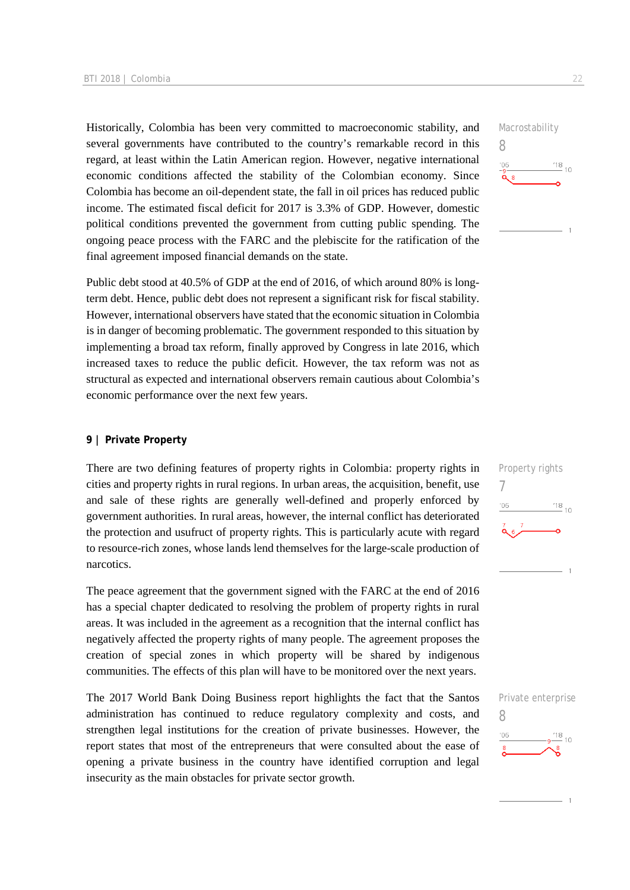Historically, Colombia has been very committed to macroeconomic stability, and several governments have contributed to the country's remarkable record in this regard, at least within the Latin American region. However, negative international economic conditions affected the stability of the Colombian economy. Since Colombia has become an oil-dependent state, the fall in oil prices has reduced public income. The estimated fiscal deficit for 2017 is 3.3% of GDP. However, domestic political conditions prevented the government from cutting public spending. The ongoing peace process with the FARC and the plebiscite for the ratification of the final agreement imposed financial demands on the state.

Macrostability
8

Public debt stood at 40.5% of GDP at the end of 2016, of which around 80% is long-term debt. Hence, public debt does not represent a significant risk for fiscal stability. However, international observers have stated that the economic situation in Colombia is in danger of becoming problematic. The government responded to this situation by implementing a broad tax reform, finally approved by Congress in late 2016, which increased taxes to reduce the public deficit. However, the tax reform was not as structural as expected and international observers remain cautious about Colombia's economic performance over the next few years.

## 9 | Private Property

There are two defining features of property rights in Colombia: property rights in cities and property rights in rural regions. In urban areas, the acquisition, benefit, use and sale of these rights are generally well-defined and properly enforced by government authorities. In rural areas, however, the internal conflict has deteriorated the protection and usufruct of property rights. This is particularly acute with regard to resource-rich zones, whose lands lend themselves for the large-scale production of narcotics.

Property rights
7

The peace agreement that the government signed with the FARC at the end of 2016 has a special chapter dedicated to resolving the problem of property rights in rural areas. It was included in the agreement as a recognition that the internal conflict has negatively affected the property rights of many people. The agreement proposes the creation of special zones in which property will be shared by indigenous communities. The effects of this plan will have to be monitored over the next years.

The 2017 World Bank Doing Business report highlights the fact that the Santos administration has continued to reduce regulatory complexity and costs, and strengthen legal institutions for the creation of private businesses. However, the report states that most of the entrepreneurs that were consulted about the ease of opening a private business in the country have identified corruption and legal insecurity as the main obstacles for private sector growth.

Private enterprise
8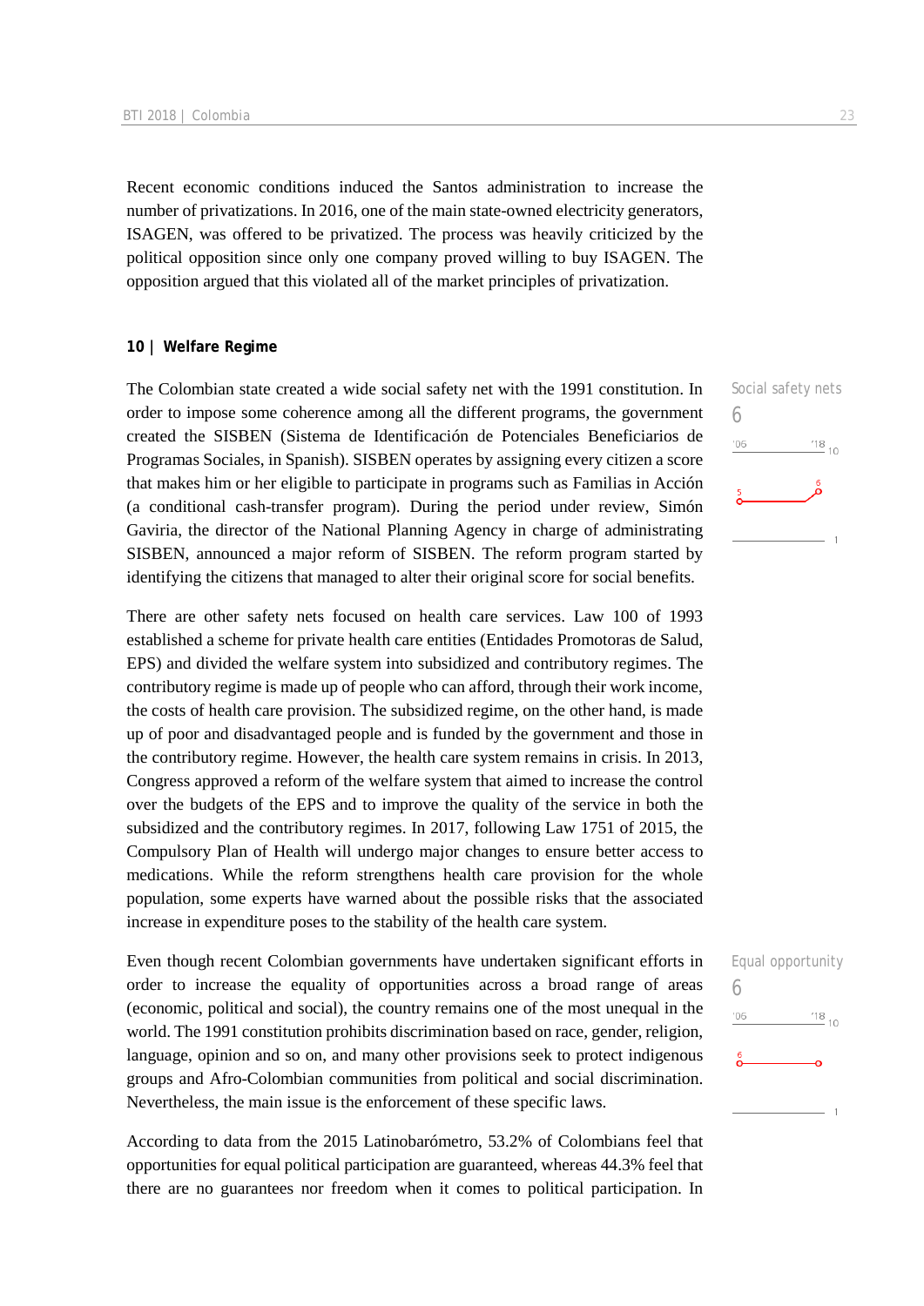Recent economic conditions induced the Santos administration to increase the number of privatizations. In 2016, one of the main state-owned electricity generators, ISAGEN, was offered to be privatized. The process was heavily criticized by the political opposition since only one company proved willing to buy ISAGEN. The opposition argued that this violated all of the market principles of privatization.

### 10 | Welfare Regime

Social safety nets
6

The Colombian state created a wide social safety net with the 1991 constitution. In order to impose some coherence among all the different programs, the government created the SISBEN (Sistema de Identificación de Potenciales Beneficiarios de Programas Sociales, in Spanish). SISBEN operates by assigning every citizen a score that makes him or her eligible to participate in programs such as Familias in Acción (a conditional cash-transfer program). During the period under review, Simón Gaviria, the director of the National Planning Agency in charge of administrating SISBEN, announced a major reform of SISBEN. The reform program started by identifying the citizens that managed to alter their original score for social benefits.

There are other safety nets focused on health care services. Law 100 of 1993 established a scheme for private health care entities (Entidades Promotoras de Salud, EPS) and divided the welfare system into subsidized and contributory regimes. The contributory regime is made up of people who can afford, through their work income, the costs of health care provision. The subsidized regime, on the other hand, is made up of poor and disadvantaged people and is funded by the government and those in the contributory regime. However, the health care system remains in crisis. In 2013, Congress approved a reform of the welfare system that aimed to increase the control over the budgets of the EPS and to improve the quality of the service in both the subsidized and the contributory regimes. In 2017, following Law 1751 of 2015, the Compulsory Plan of Health will undergo major changes to ensure better access to medications. While the reform strengthens health care provision for the whole population, some experts have warned about the possible risks that the associated increase in expenditure poses to the stability of the health care system.

Equal opportunity
6

Even though recent Colombian governments have undertaken significant efforts in order to increase the equality of opportunities across a broad range of areas (economic, political and social), the country remains one of the most unequal in the world. The 1991 constitution prohibits discrimination based on race, gender, religion, language, opinion and so on, and many other provisions seek to protect indigenous groups and Afro-Colombian communities from political and social discrimination. Nevertheless, the main issue is the enforcement of these specific laws.

According to data from the 2015 Latinobarómetro, 53.2% of Colombians feel that opportunities for equal political participation are guaranteed, whereas 44.3% feel that there are no guarantees nor freedom when it comes to political participation. In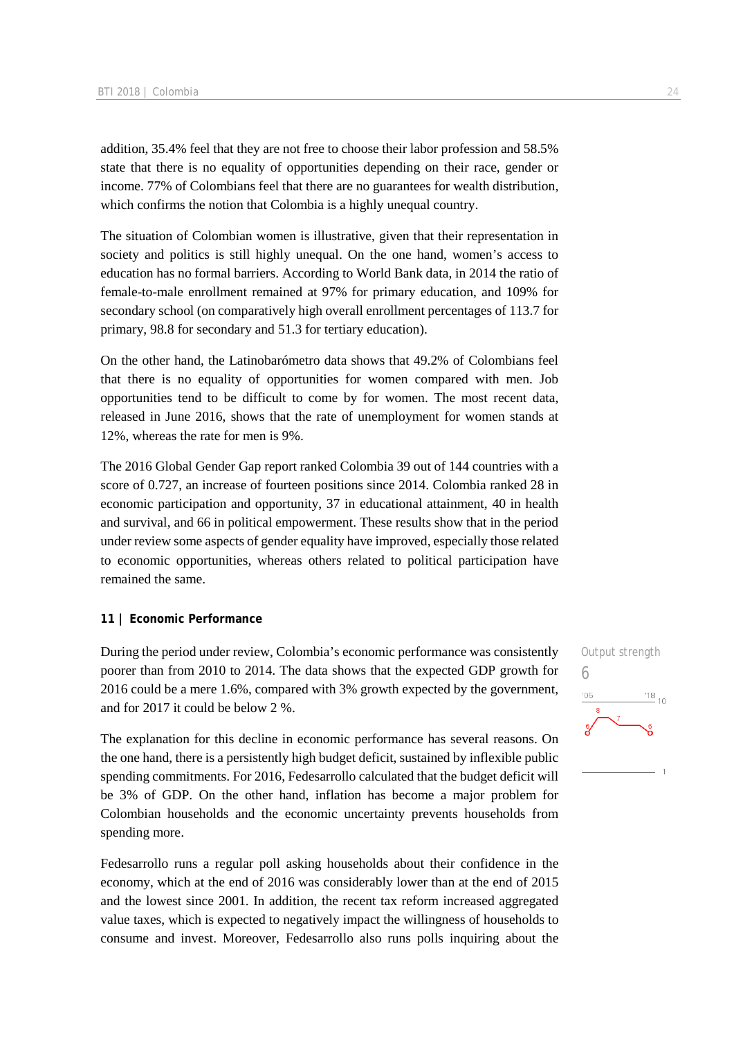addition, 35.4% feel that they are not free to choose their labor profession and 58.5% state that there is no equality of opportunities depending on their race, gender or income. 77% of Colombians feel that there are no guarantees for wealth distribution, which confirms the notion that Colombia is a highly unequal country.

The situation of Colombian women is illustrative, given that their representation in society and politics is still highly unequal. On the one hand, women's access to education has no formal barriers. According to World Bank data, in 2014 the ratio of female-to-male enrollment remained at 97% for primary education, and 109% for secondary school (on comparatively high overall enrollment percentages of 113.7 for primary, 98.8 for secondary and 51.3 for tertiary education).

On the other hand, the Latinobarómetro data shows that 49.2% of Colombians feel that there is no equality of opportunities for women compared with men. Job opportunities tend to be difficult to come by for women. The most recent data, released in June 2016, shows that the rate of unemployment for women stands at 12%, whereas the rate for men is 9%.

The 2016 Global Gender Gap report ranked Colombia 39 out of 144 countries with a score of 0.727, an increase of fourteen positions since 2014. Colombia ranked 28 in economic participation and opportunity, 37 in educational attainment, 40 in health and survival, and 66 in political empowerment. These results show that in the period under review some aspects of gender equality have improved, especially those related to economic opportunities, whereas others related to political participation have remained the same.

## 11 | Economic Performance

Output strength
6

During the period under review, Colombia's economic performance was consistently poorer than from 2010 to 2014. The data shows that the expected GDP growth for 2016 could be a mere 1.6%, compared with 3% growth expected by the government, and for 2017 it could be below 2 %.

The explanation for this decline in economic performance has several reasons. On the one hand, there is a persistently high budget deficit, sustained by inflexible public spending commitments. For 2016, Fedesarrollo calculated that the budget deficit will be 3% of GDP. On the other hand, inflation has become a major problem for Colombian households and the economic uncertainty prevents households from spending more.

Fedesarrollo runs a regular poll asking households about their confidence in the economy, which at the end of 2016 was considerably lower than at the end of 2015 and the lowest since 2001. In addition, the recent tax reform increased aggregated value taxes, which is expected to negatively impact the willingness of households to consume and invest. Moreover, Fedesarrollo also runs polls inquiring about the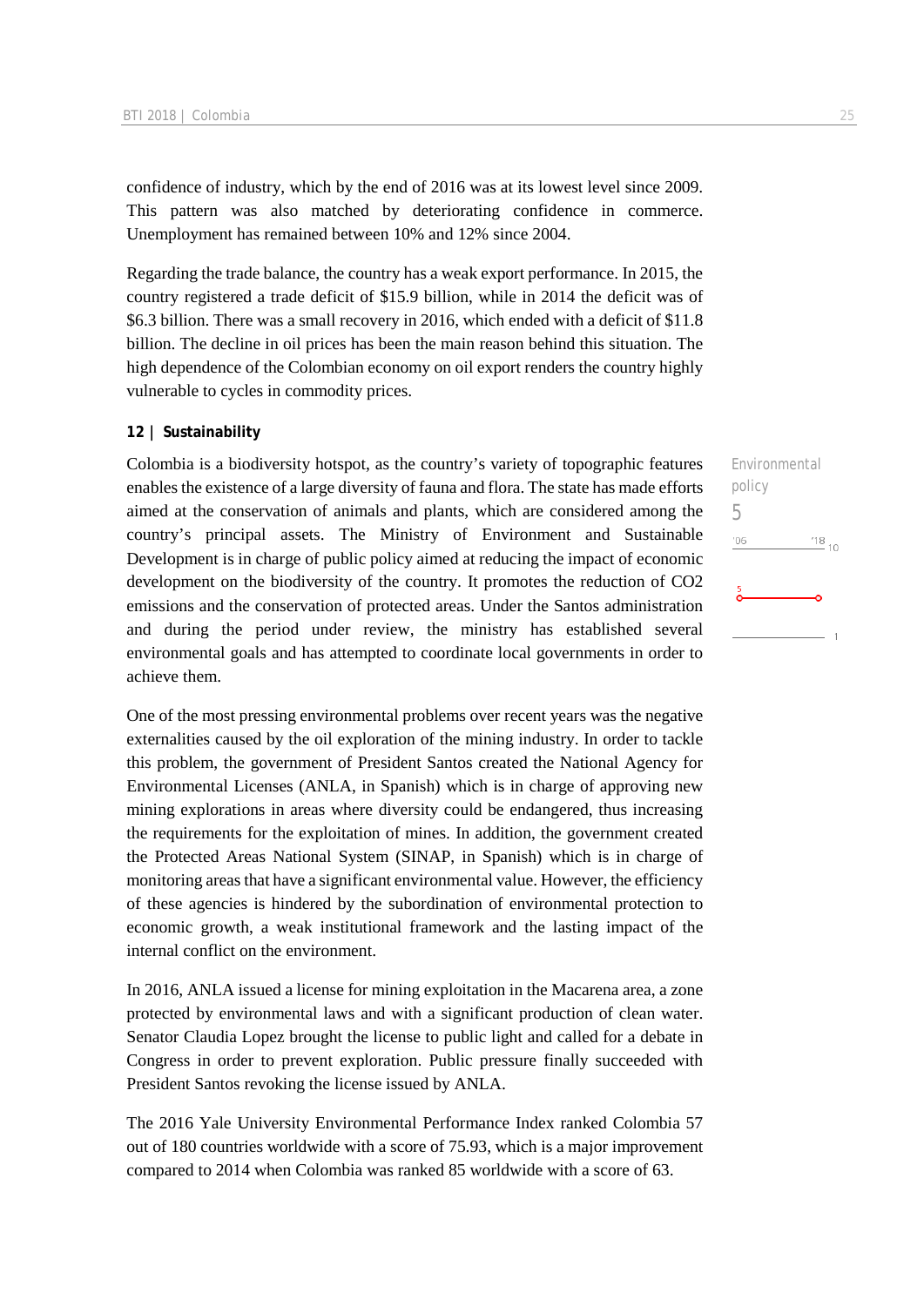confidence of industry, which by the end of 2016 was at its lowest level since 2009. This pattern was also matched by deteriorating confidence in commerce. Unemployment has remained between 10% and 12% since 2004.

Regarding the trade balance, the country has a weak export performance. In 2015, the country registered a trade deficit of $15.9 billion, while in 2014 the deficit was of $6.3 billion. There was a small recovery in 2016, which ended with a deficit of $11.8 billion. The decline in oil prices has been the main reason behind this situation. The high dependence of the Colombian economy on oil export renders the country highly vulnerable to cycles in commodity prices.

### 12 | Sustainability

Environmental policy
5

Colombia is a biodiversity hotspot, as the country's variety of topographic features enables the existence of a large diversity of fauna and flora. The state has made efforts aimed at the conservation of animals and plants, which are considered among the country's principal assets. The Ministry of Environment and Sustainable Development is in charge of public policy aimed at reducing the impact of economic development on the biodiversity of the country. It promotes the reduction of $CO_2$ emissions and the conservation of protected areas. Under the Santos administration and during the period under review, the ministry has established several environmental goals and has attempted to coordinate local governments in order to achieve them.

One of the most pressing environmental problems over recent years was the negative externalities caused by the oil exploration of the mining industry. In order to tackle this problem, the government of President Santos created the National Agency for Environmental Licenses (ANLA, in Spanish) which is in charge of approving new mining explorations in areas where diversity could be endangered, thus increasing the requirements for the exploitation of mines. In addition, the government created the Protected Areas National System (SINAP, in Spanish) which is in charge of monitoring areas that have a significant environmental value. However, the efficiency of these agencies is hindered by the subordination of environmental protection to economic growth, a weak institutional framework and the lasting impact of the internal conflict on the environment.

In 2016, ANLA issued a license for mining exploitation in the Macarena area, a zone protected by environmental laws and with a significant production of clean water. Senator Claudia Lopez brought the license to public light and called for a debate in Congress in order to prevent exploration. Public pressure finally succeeded with President Santos revoking the license issued by ANLA.

The 2016 Yale University Environmental Performance Index ranked Colombia 57 out of 180 countries worldwide with a score of 75.93, which is a major improvement compared to 2014 when Colombia was ranked 85 worldwide with a score of 63.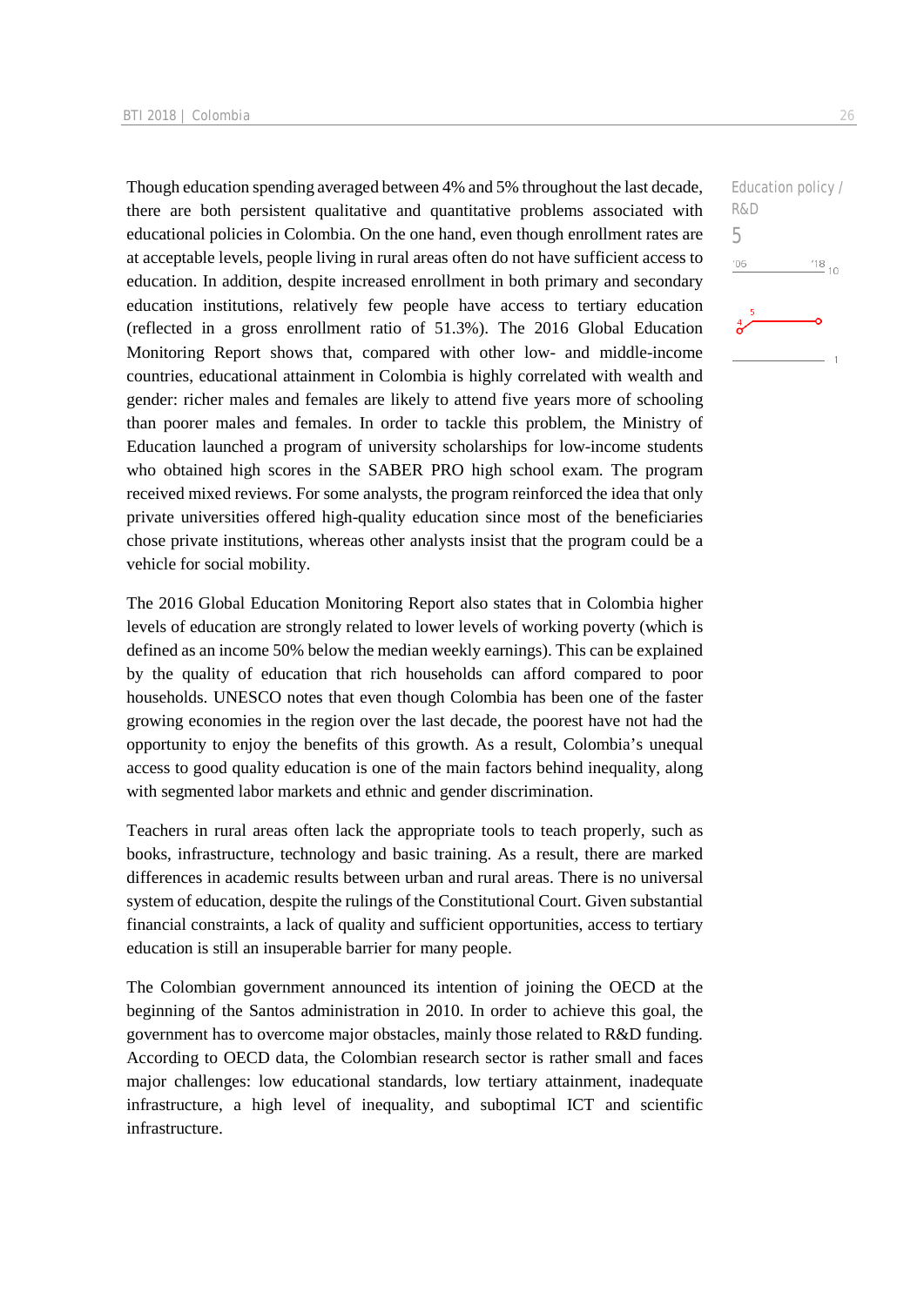Though education spending averaged between 4% and 5% throughout the last decade, there are both persistent qualitative and quantitative problems associated with educational policies in Colombia. On the one hand, even though enrollment rates are at acceptable levels, people living in rural areas often do not have sufficient access to education. In addition, despite increased enrollment in both primary and secondary education institutions, relatively few people have access to tertiary education (reflected in a gross enrollment ratio of 51.3%). The 2016 Global Education Monitoring Report shows that, compared with other low- and middle-income countries, educational attainment in Colombia is highly correlated with wealth and gender: richer males and females are likely to attend five years more of schooling than poorer males and females. In order to tackle this problem, the Ministry of Education launched a program of university scholarships for low-income students who obtained high scores in the SABER PRO high school exam. The program received mixed reviews. For some analysts, the program reinforced the idea that only private universities offered high-quality education since most of the beneficiaries chose private institutions, whereas other analysts insist that the program could be a vehicle for social mobility.

Education policy / R&D

5

The 2016 Global Education Monitoring Report also states that in Colombia higher levels of education are strongly related to lower levels of working poverty (which is defined as an income 50% below the median weekly earnings). This can be explained by the quality of education that rich households can afford compared to poor households. UNESCO notes that even though Colombia has been one of the faster growing economies in the region over the last decade, the poorest have not had the opportunity to enjoy the benefits of this growth. As a result, Colombia's unequal access to good quality education is one of the main factors behind inequality, along with segmented labor markets and ethnic and gender discrimination.

Teachers in rural areas often lack the appropriate tools to teach properly, such as books, infrastructure, technology and basic training. As a result, there are marked differences in academic results between urban and rural areas. There is no universal system of education, despite the rulings of the Constitutional Court. Given substantial financial constraints, a lack of quality and sufficient opportunities, access to tertiary education is still an insuperable barrier for many people.

The Colombian government announced its intention of joining the OECD at the beginning of the Santos administration in 2010. In order to achieve this goal, the government has to overcome major obstacles, mainly those related to R&D funding. According to OECD data, the Colombian research sector is rather small and faces major challenges: low educational standards, low tertiary attainment, inadequate infrastructure, a high level of inequality, and suboptimal ICT and scientific infrastructure.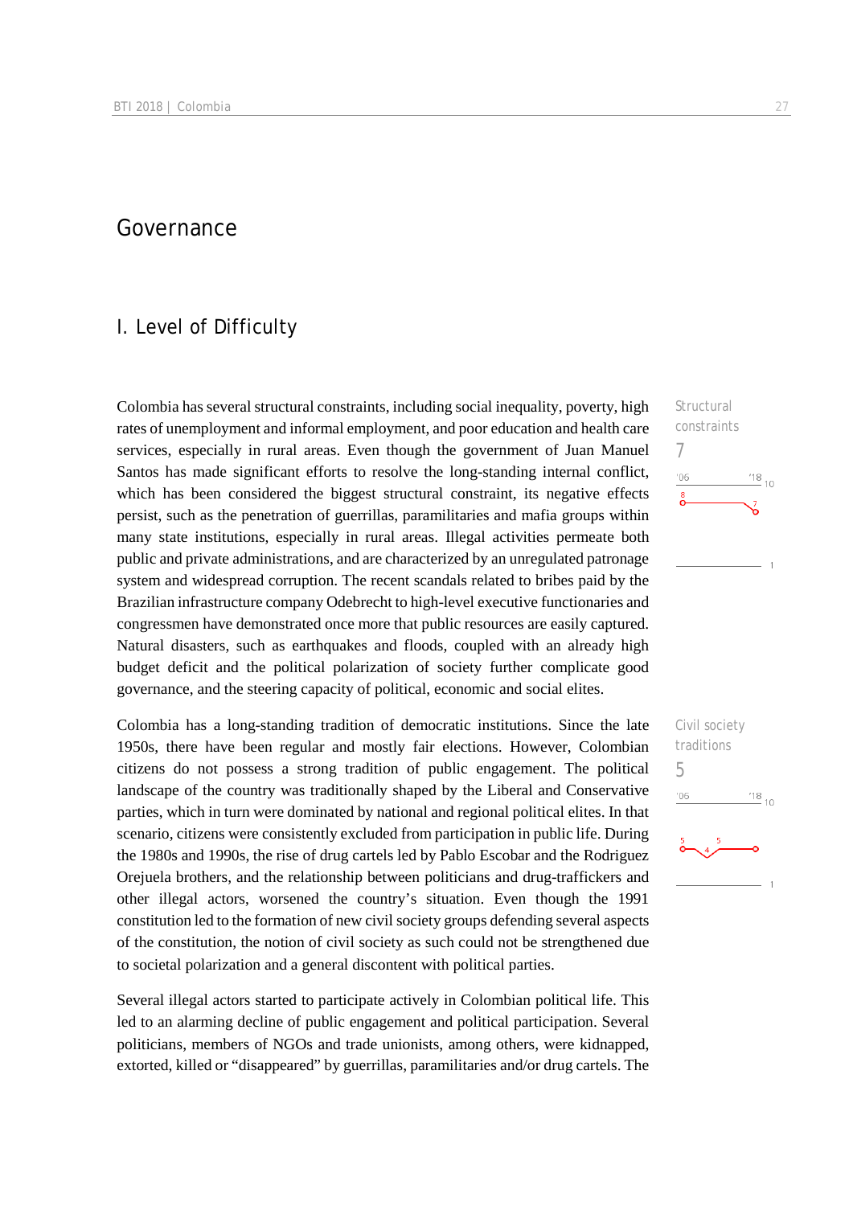# Governance

## I. Level of Difficulty

Structural constraints
7

Colombia has several structural constraints, including social inequality, poverty, high rates of unemployment and informal employment, and poor education and health care services, especially in rural areas. Even though the government of Juan Manuel Santos has made significant efforts to resolve the long-standing internal conflict, which has been considered the biggest structural constraint, its negative effects persist, such as the penetration of guerrillas, paramilitaries and mafia groups within many state institutions, especially in rural areas. Illegal activities permeate both public and private administrations, and are characterized by an unregulated patronage system and widespread corruption. The recent scandals related to bribes paid by the Brazilian infrastructure company Odebrecht to high-level executive functionaries and congressmen have demonstrated once more that public resources are easily captured. Natural disasters, such as earthquakes and floods, coupled with an already high budget deficit and the political polarization of society further complicate good governance, and the steering capacity of political, economic and social elites.

Civil society traditions
5

Colombia has a long-standing tradition of democratic institutions. Since the late 1950s, there have been regular and mostly fair elections. However, Colombian citizens do not possess a strong tradition of public engagement. The political landscape of the country was traditionally shaped by the Liberal and Conservative parties, which in turn were dominated by national and regional political elites. In that scenario, citizens were consistently excluded from participation in public life. During the 1980s and 1990s, the rise of drug cartels led by Pablo Escobar and the Rodriguez Orejuela brothers, and the relationship between politicians and drug-traffickers and other illegal actors, worsened the country's situation. Even though the 1991 constitution led to the formation of new civil society groups defending several aspects of the constitution, the notion of civil society as such could not be strengthened due to societal polarization and a general discontent with political parties.

Several illegal actors started to participate actively in Colombian political life. This led to an alarming decline of public engagement and political participation. Several politicians, members of NGOs and trade unionists, among others, were kidnapped, extorted, killed or "disappeared" by guerrillas, paramilitaries and/or drug cartels. The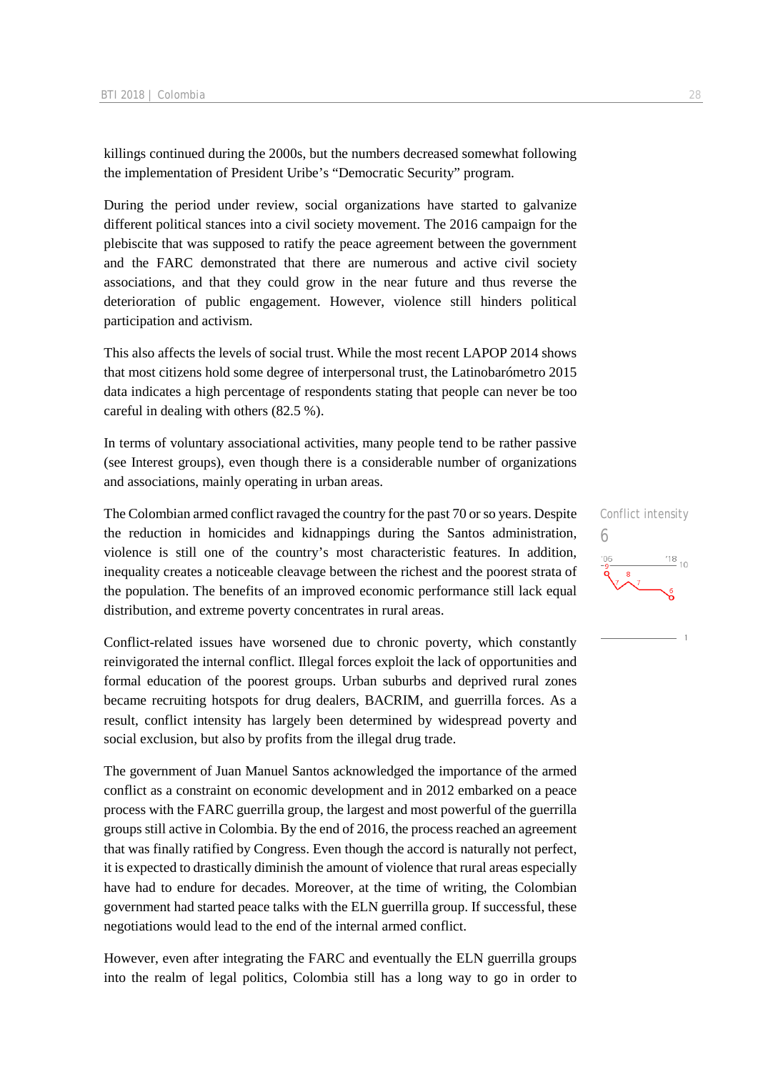killings continued during the 2000s, but the numbers decreased somewhat following the implementation of President Uribe's "Democratic Security" program.

During the period under review, social organizations have started to galvanize different political stances into a civil society movement. The 2016 campaign for the plebiscite that was supposed to ratify the peace agreement between the government and the FARC demonstrated that there are numerous and active civil society associations, and that they could grow in the near future and thus reverse the deterioration of public engagement. However, violence still hinders political participation and activism.

This also affects the levels of social trust. While the most recent LAPOP 2014 shows that most citizens hold some degree of interpersonal trust, the Latinobarómetro 2015 data indicates a high percentage of respondents stating that people can never be too careful in dealing with others (82.5 %).

In terms of voluntary associational activities, many people tend to be rather passive (see Interest groups), even though there is a considerable number of organizations and associations, mainly operating in urban areas.

Conflict intensity
6

The Colombian armed conflict ravaged the country for the past 70 or so years. Despite the reduction in homicides and kidnappings during the Santos administration, violence is still one of the country's most characteristic features. In addition, inequality creates a noticeable cleavage between the richest and the poorest strata of the population. The benefits of an improved economic performance still lack equal distribution, and extreme poverty concentrates in rural areas.

Conflict-related issues have worsened due to chronic poverty, which constantly reinvigorated the internal conflict. Illegal forces exploit the lack of opportunities and formal education of the poorest groups. Urban suburbs and deprived rural zones became recruiting hotspots for drug dealers, BACRIM, and guerrilla forces. As a result, conflict intensity has largely been determined by widespread poverty and social exclusion, but also by profits from the illegal drug trade.

The government of Juan Manuel Santos acknowledged the importance of the armed conflict as a constraint on economic development and in 2012 embarked on a peace process with the FARC guerrilla group, the largest and most powerful of the guerrilla groups still active in Colombia. By the end of 2016, the process reached an agreement that was finally ratified by Congress. Even though the accord is naturally not perfect, it is expected to drastically diminish the amount of violence that rural areas especially have had to endure for decades. Moreover, at the time of writing, the Colombian government had started peace talks with the ELN guerrilla group. If successful, these negotiations would lead to the end of the internal armed conflict.

However, even after integrating the FARC and eventually the ELN guerrilla groups into the realm of legal politics, Colombia still has a long way to go in order to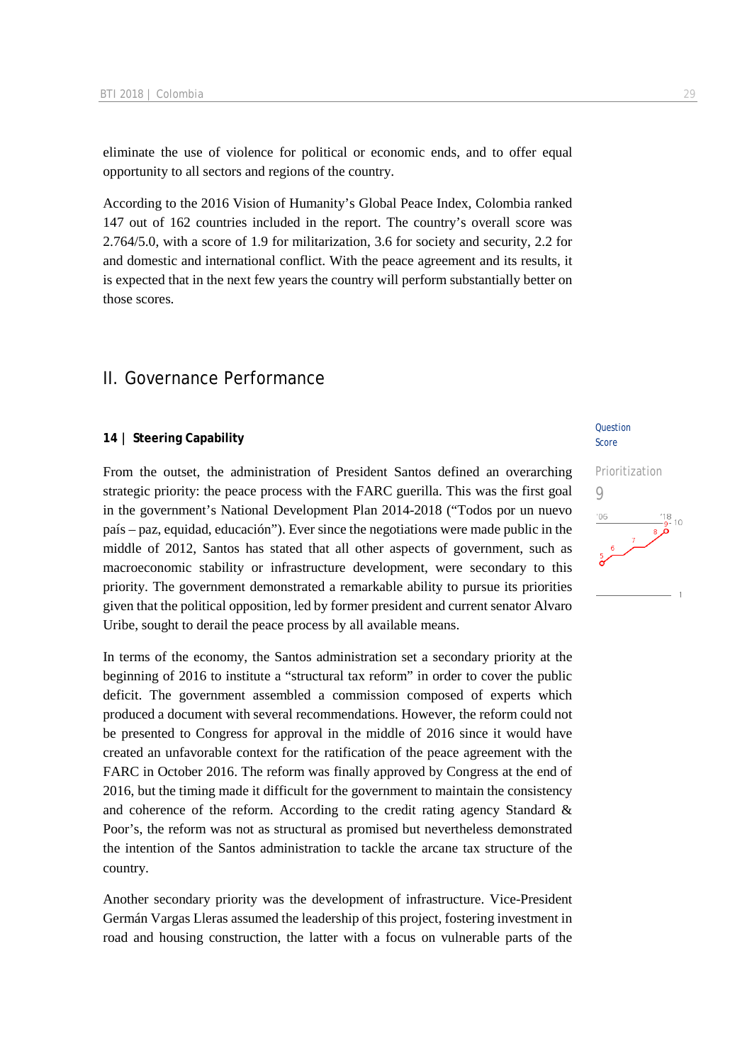eliminate the use of violence for political or economic ends, and to offer equal opportunity to all sectors and regions of the country.

According to the 2016 Vision of Humanity's Global Peace Index, Colombia ranked 147 out of 162 countries included in the report. The country's overall score was 2.764/5.0, with a score of 1.9 for militarization, 3.6 for society and security, 2.2 for and domestic and international conflict. With the peace agreement and its results, it is expected that in the next few years the country will perform substantially better on those scores.

## II. Governance Performance

### 14 | Steering Capability

Question Score

Prioritization

9

From the outset, the administration of President Santos defined an overarching strategic priority: the peace process with the FARC guerilla. This was the first goal in the government's National Development Plan 2014-2018 ("Todos por un nuevo país – paz, equidad, educación"). Ever since the negotiations were made public in the middle of 2012, Santos has stated that all other aspects of government, such as macroeconomic stability or infrastructure development, were secondary to this priority. The government demonstrated a remarkable ability to pursue its priorities given that the political opposition, led by former president and current senator Alvaro Uribe, sought to derail the peace process by all available means.

In terms of the economy, the Santos administration set a secondary priority at the beginning of 2016 to institute a "structural tax reform" in order to cover the public deficit. The government assembled a commission composed of experts which produced a document with several recommendations. However, the reform could not be presented to Congress for approval in the middle of 2016 since it would have created an unfavorable context for the ratification of the peace agreement with the FARC in October 2016. The reform was finally approved by Congress at the end of 2016, but the timing made it difficult for the government to maintain the consistency and coherence of the reform. According to the credit rating agency Standard & Poor's, the reform was not as structural as promised but nevertheless demonstrated the intention of the Santos administration to tackle the arcane tax structure of the country.

Another secondary priority was the development of infrastructure. Vice-President Germán Vargas Lleras assumed the leadership of this project, fostering investment in road and housing construction, the latter with a focus on vulnerable parts of the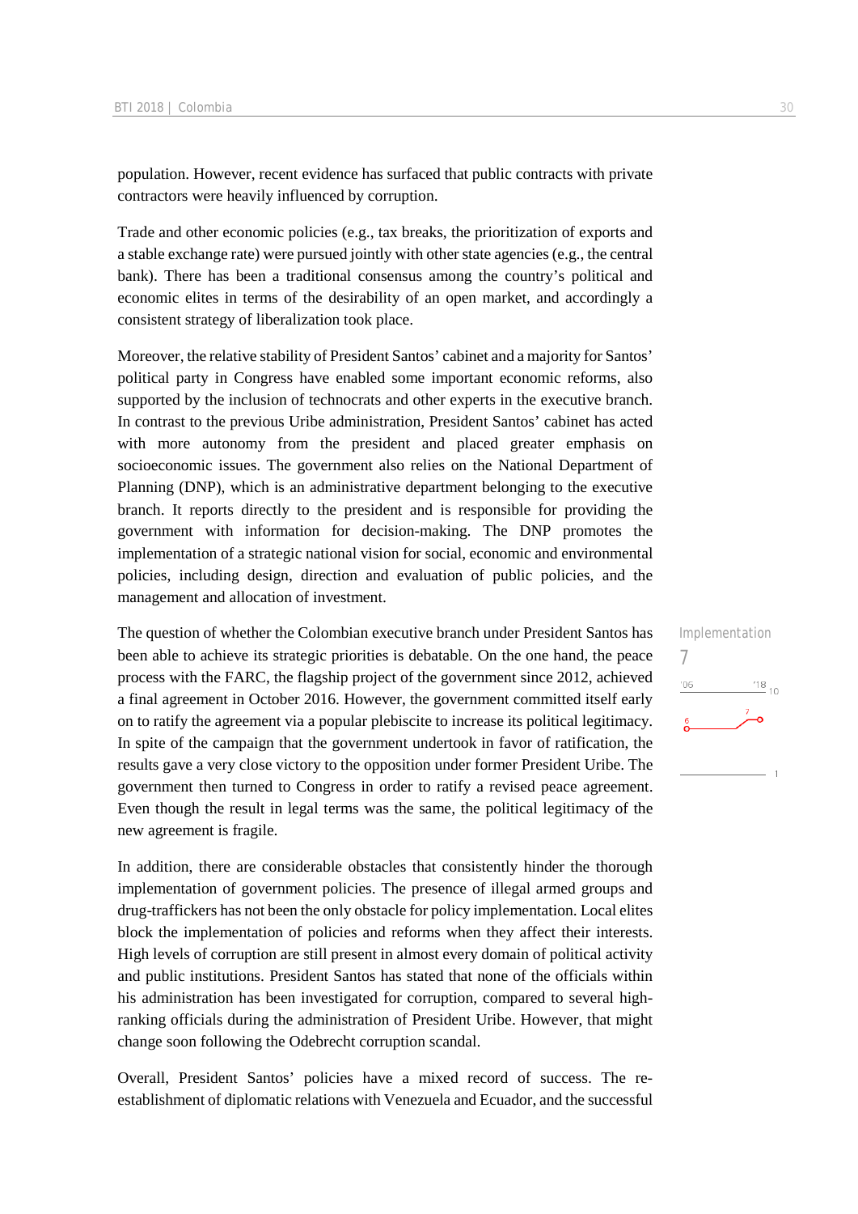population. However, recent evidence has surfaced that public contracts with private contractors were heavily influenced by corruption.

Trade and other economic policies (e.g., tax breaks, the prioritization of exports and a stable exchange rate) were pursued jointly with other state agencies (e.g., the central bank). There has been a traditional consensus among the country's political and economic elites in terms of the desirability of an open market, and accordingly a consistent strategy of liberalization took place.

Moreover, the relative stability of President Santos' cabinet and a majority for Santos' political party in Congress have enabled some important economic reforms, also supported by the inclusion of technocrats and other experts in the executive branch. In contrast to the previous Uribe administration, President Santos' cabinet has acted with more autonomy from the president and placed greater emphasis on socioeconomic issues. The government also relies on the National Department of Planning (DNP), which is an administrative department belonging to the executive branch. It reports directly to the president and is responsible for providing the government with information for decision-making. The DNP promotes the implementation of a strategic national vision for social, economic and environmental policies, including design, direction and evaluation of public policies, and the management and allocation of investment.

Implementation
7

The question of whether the Colombian executive branch under President Santos has been able to achieve its strategic priorities is debatable. On the one hand, the peace process with the FARC, the flagship project of the government since 2012, achieved a final agreement in October 2016. However, the government committed itself early on to ratify the agreement via a popular plebiscite to increase its political legitimacy. In spite of the campaign that the government undertook in favor of ratification, the results gave a very close victory to the opposition under former President Uribe. The government then turned to Congress in order to ratify a revised peace agreement. Even though the result in legal terms was the same, the political legitimacy of the new agreement is fragile.

In addition, there are considerable obstacles that consistently hinder the thorough implementation of government policies. The presence of illegal armed groups and drug-traffickers has not been the only obstacle for policy implementation. Local elites block the implementation of policies and reforms when they affect their interests. High levels of corruption are still present in almost every domain of political activity and public institutions. President Santos has stated that none of the officials within his administration has been investigated for corruption, compared to several high-ranking officials during the administration of President Uribe. However, that might change soon following the Odebrecht corruption scandal.

Overall, President Santos' policies have a mixed record of success. The re-establishment of diplomatic relations with Venezuela and Ecuador, and the successful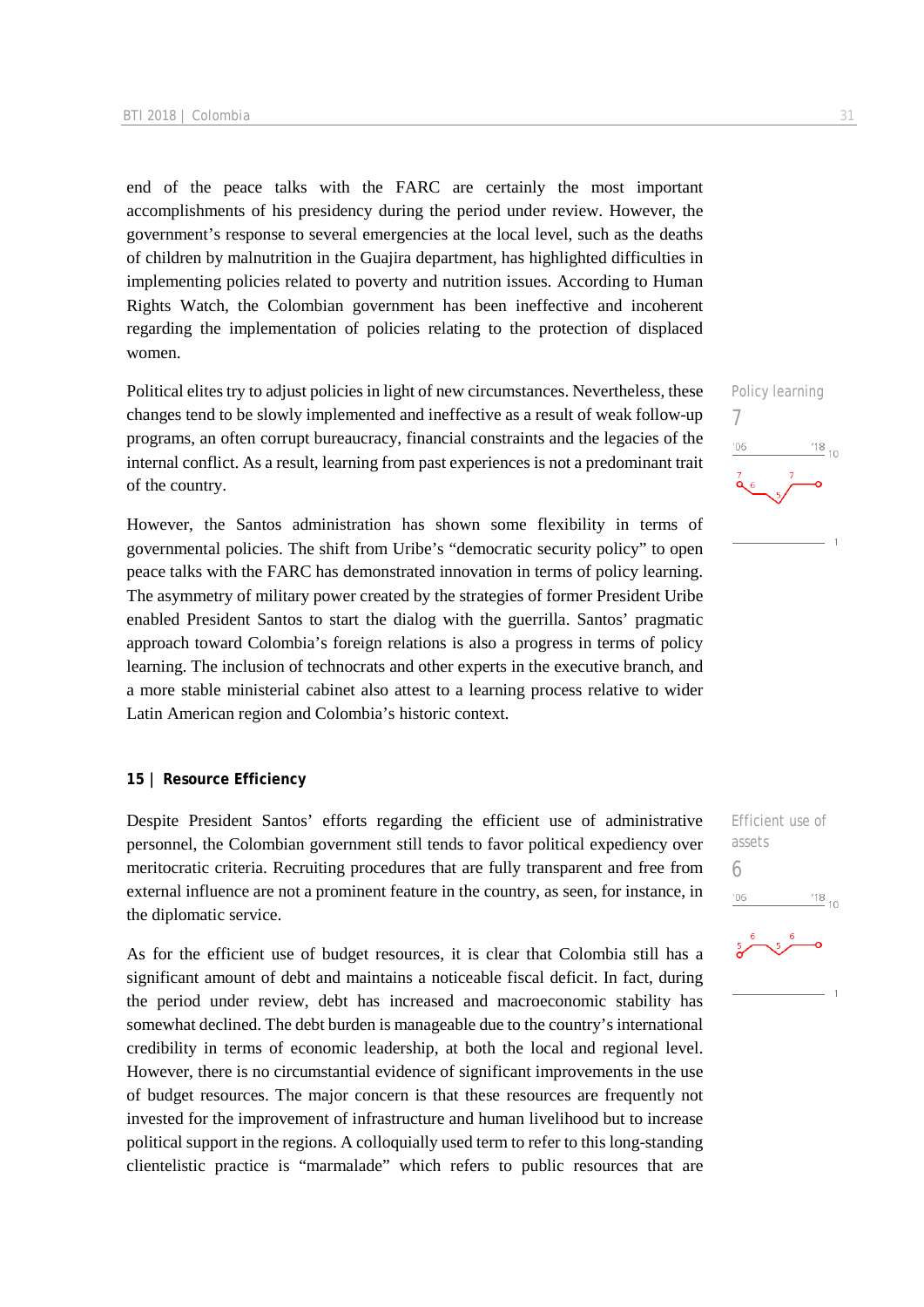end of the peace talks with the FARC are certainly the most important accomplishments of his presidency during the period under review. However, the government's response to several emergencies at the local level, such as the deaths of children by malnutrition in the Guajira department, has highlighted difficulties in implementing policies related to poverty and nutrition issues. According to Human Rights Watch, the Colombian government has been ineffective and incoherent regarding the implementation of policies relating to the protection of displaced women.

Policy learning
7

Political elites try to adjust policies in light of new circumstances. Nevertheless, these changes tend to be slowly implemented and ineffective as a result of weak follow-up programs, an often corrupt bureaucracy, financial constraints and the legacies of the internal conflict. As a result, learning from past experiences is not a predominant trait of the country.

However, the Santos administration has shown some flexibility in terms of governmental policies. The shift from Uribe's "democratic security policy" to open peace talks with the FARC has demonstrated innovation in terms of policy learning. The asymmetry of military power created by the strategies of former President Uribe enabled President Santos to start the dialog with the guerrilla. Santos' pragmatic approach toward Colombia's foreign relations is also a progress in terms of policy learning. The inclusion of technocrats and other experts in the executive branch, and a more stable ministerial cabinet also attest to a learning process relative to wider Latin American region and Colombia's historic context.

## 15 | Resource Efficiency

Efficient use of assets
6

Despite President Santos' efforts regarding the efficient use of administrative personnel, the Colombian government still tends to favor political expediency over meritocratic criteria. Recruiting procedures that are fully transparent and free from external influence are not a prominent feature in the country, as seen, for instance, in the diplomatic service.

As for the efficient use of budget resources, it is clear that Colombia still has a significant amount of debt and maintains a noticeable fiscal deficit. In fact, during the period under review, debt has increased and macroeconomic stability has somewhat declined. The debt burden is manageable due to the country's international credibility in terms of economic leadership, at both the local and regional level. However, there is no circumstantial evidence of significant improvements in the use of budget resources. The major concern is that these resources are frequently not invested for the improvement of infrastructure and human livelihood but to increase political support in the regions. A colloquially used term to refer to this long-standing clientelistic practice is "marmalade" which refers to public resources that are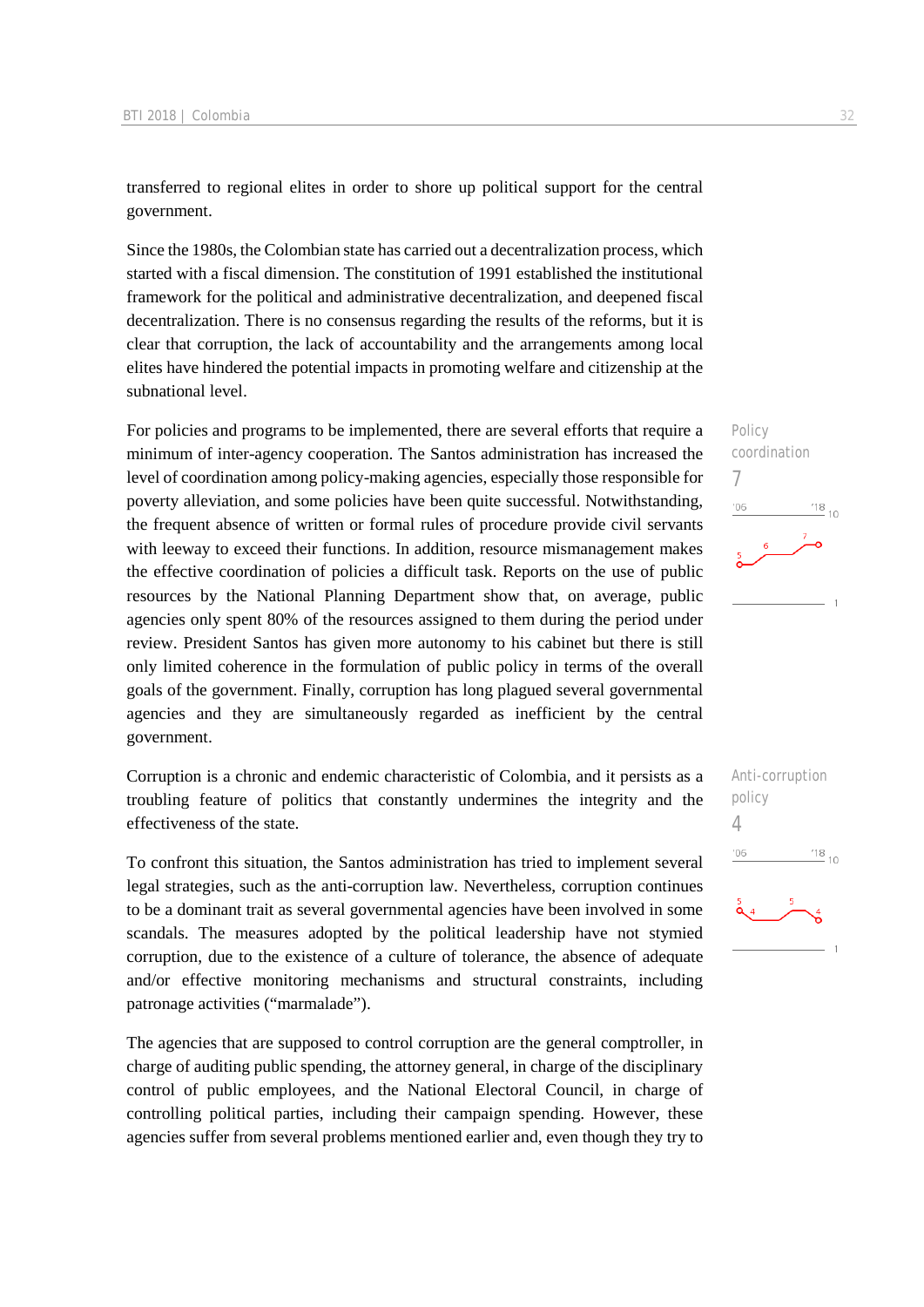transferred to regional elites in order to shore up political support for the central government.

Since the 1980s, the Colombian state has carried out a decentralization process, which started with a fiscal dimension. The constitution of 1991 established the institutional framework for the political and administrative decentralization, and deepened fiscal decentralization. There is no consensus regarding the results of the reforms, but it is clear that corruption, the lack of accountability and the arrangements among local elites have hindered the potential impacts in promoting welfare and citizenship at the subnational level.

Policy coordination
7

For policies and programs to be implemented, there are several efforts that require a minimum of inter-agency cooperation. The Santos administration has increased the level of coordination among policy-making agencies, especially those responsible for poverty alleviation, and some policies have been quite successful. Notwithstanding, the frequent absence of written or formal rules of procedure provide civil servants with leeway to exceed their functions. In addition, resource mismanagement makes the effective coordination of policies a difficult task. Reports on the use of public resources by the National Planning Department show that, on average, public agencies only spent 80% of the resources assigned to them during the period under review. President Santos has given more autonomy to his cabinet but there is still only limited coherence in the formulation of public policy in terms of the overall goals of the government. Finally, corruption has long plagued several governmental agencies and they are simultaneously regarded as inefficient by the central government.

Anti-corruption policy
4

Corruption is a chronic and endemic characteristic of Colombia, and it persists as a troubling feature of politics that constantly undermines the integrity and the effectiveness of the state.

To confront this situation, the Santos administration has tried to implement several legal strategies, such as the anti-corruption law. Nevertheless, corruption continues to be a dominant trait as several governmental agencies have been involved in some scandals. The measures adopted by the political leadership have not stymied corruption, due to the existence of a culture of tolerance, the absence of adequate and/or effective monitoring mechanisms and structural constraints, including patronage activities ("marmalade").

The agencies that are supposed to control corruption are the general comptroller, in charge of auditing public spending, the attorney general, in charge of the disciplinary control of public employees, and the National Electoral Council, in charge of controlling political parties, including their campaign spending. However, these agencies suffer from several problems mentioned earlier and, even though they try to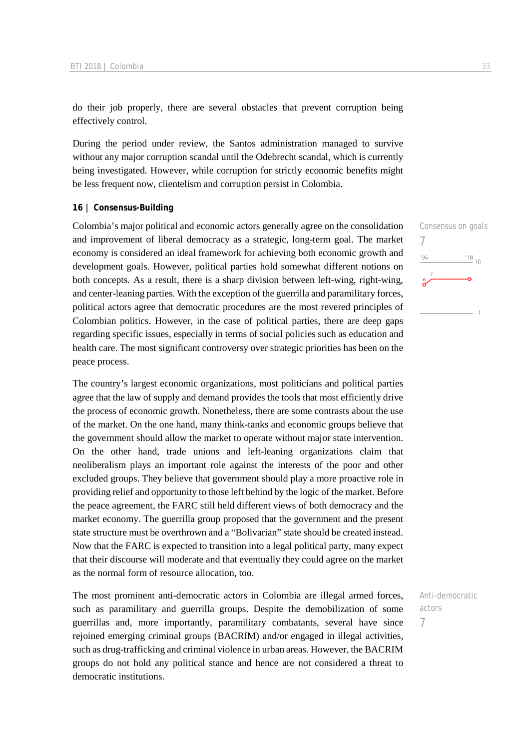do their job properly, there are several obstacles that prevent corruption being effectively control.

During the period under review, the Santos administration managed to survive without any major corruption scandal until the Odebrecht scandal, which is currently being investigated. However, while corruption for strictly economic benefits might be less frequent now, clientelism and corruption persist in Colombia.

### 16 | Consensus-Building

Consensus on goals
7

Colombia's major political and economic actors generally agree on the consolidation and improvement of liberal democracy as a strategic, long-term goal. The market economy is considered an ideal framework for achieving both economic growth and development goals. However, political parties hold somewhat different notions on both concepts. As a result, there is a sharp division between left-wing, right-wing, and center-leaning parties. With the exception of the guerrilla and paramilitary forces, political actors agree that democratic procedures are the most revered principles of Colombian politics. However, in the case of political parties, there are deep gaps regarding specific issues, especially in terms of social policies such as education and health care. The most significant controversy over strategic priorities has been on the peace process.

The country's largest economic organizations, most politicians and political parties agree that the law of supply and demand provides the tools that most efficiently drive the process of economic growth. Nonetheless, there are some contrasts about the use of the market. On the one hand, many think-tanks and economic groups believe that the government should allow the market to operate without major state intervention. On the other hand, trade unions and left-leaning organizations claim that neoliberalism plays an important role against the interests of the poor and other excluded groups. They believe that government should play a more proactive role in providing relief and opportunity to those left behind by the logic of the market. Before the peace agreement, the FARC still held different views of both democracy and the market economy. The guerrilla group proposed that the government and the present state structure must be overthrown and a "Bolivarian" state should be created instead. Now that the FARC is expected to transition into a legal political party, many expect that their discourse will moderate and that eventually they could agree on the market as the normal form of resource allocation, too.

Anti-democratic actors
7

The most prominent anti-democratic actors in Colombia are illegal armed forces, such as paramilitary and guerrilla groups. Despite the demobilization of some guerrillas and, more importantly, paramilitary combatants, several have since rejoined emerging criminal groups (BACRIM) and/or engaged in illegal activities, such as drug-trafficking and criminal violence in urban areas. However, the BACRIM groups do not hold any political stance and hence are not considered a threat to democratic institutions.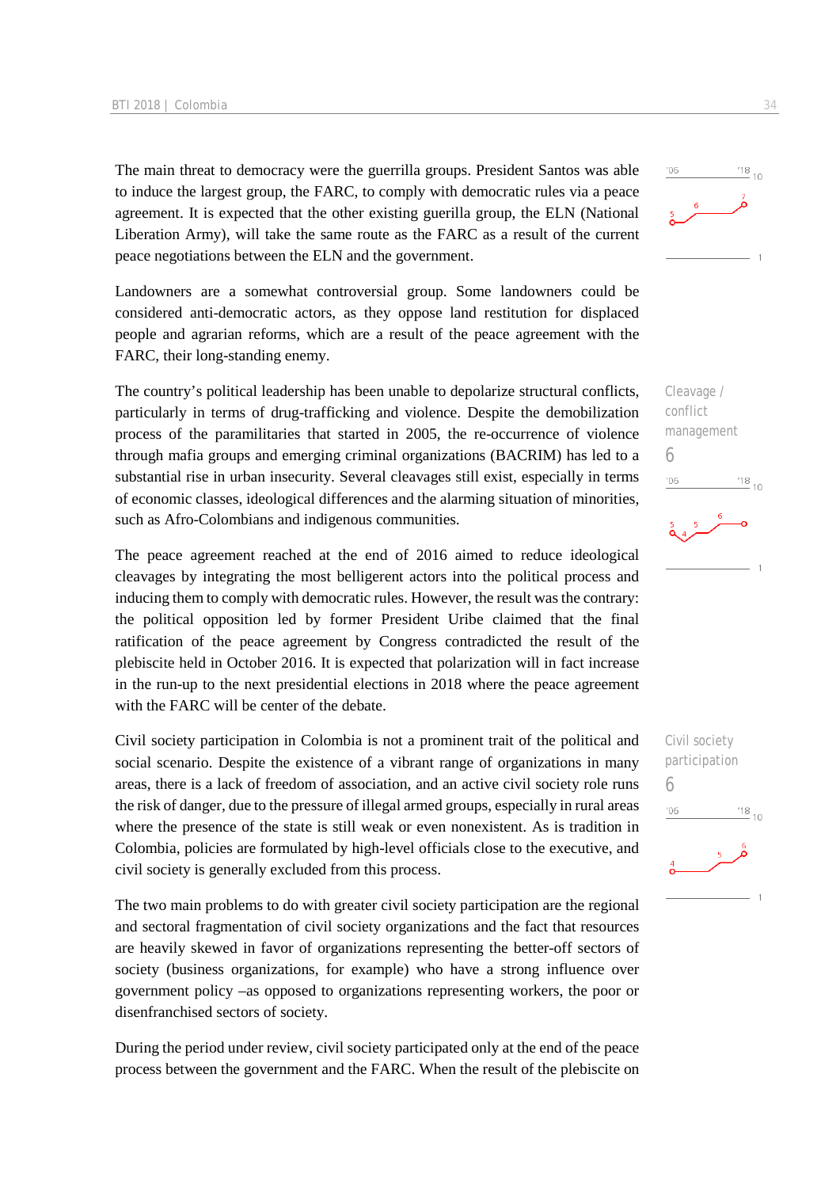The main threat to democracy were the guerrilla groups. President Santos was able to induce the largest group, the FARC, to comply with democratic rules via a peace agreement. It is expected that the other existing guerilla group, the ELN (National Liberation Army), will take the same route as the FARC as a result of the current peace negotiations between the ELN and the government.

Landowners are a somewhat controversial group. Some landowners could be considered anti-democratic actors, as they oppose land restitution for displaced people and agrarian reforms, which are a result of the peace agreement with the FARC, their long-standing enemy.

Cleavage / conflict management
6

The country's political leadership has been unable to depolarize structural conflicts, particularly in terms of drug-trafficking and violence. Despite the demobilization process of the paramilitaries that started in 2005, the re-occurrence of violence through mafia groups and emerging criminal organizations (BACRIM) has led to a substantial rise in urban insecurity. Several cleavages still exist, especially in terms of economic classes, ideological differences and the alarming situation of minorities, such as Afro-Colombians and indigenous communities.

The peace agreement reached at the end of 2016 aimed to reduce ideological cleavages by integrating the most belligerent actors into the political process and inducing them to comply with democratic rules. However, the result was the contrary: the political opposition led by former President Uribe claimed that the final ratification of the peace agreement by Congress contradicted the result of the plebiscite held in October 2016. It is expected that polarization will in fact increase in the run-up to the next presidential elections in 2018 where the peace agreement with the FARC will be center of the debate.

Civil society participation
6

Civil society participation in Colombia is not a prominent trait of the political and social scenario. Despite the existence of a vibrant range of organizations in many areas, there is a lack of freedom of association, and an active civil society role runs the risk of danger, due to the pressure of illegal armed groups, especially in rural areas where the presence of the state is still weak or even nonexistent. As is tradition in Colombia, policies are formulated by high-level officials close to the executive, and civil society is generally excluded from this process.

The two main problems to do with greater civil society participation are the regional and sectoral fragmentation of civil society organizations and the fact that resources are heavily skewed in favor of organizations representing the better-off sectors of society (business organizations, for example) who have a strong influence over government policy –as opposed to organizations representing workers, the poor or disenfranchised sectors of society.

During the period under review, civil society participated only at the end of the peace process between the government and the FARC. When the result of the plebiscite on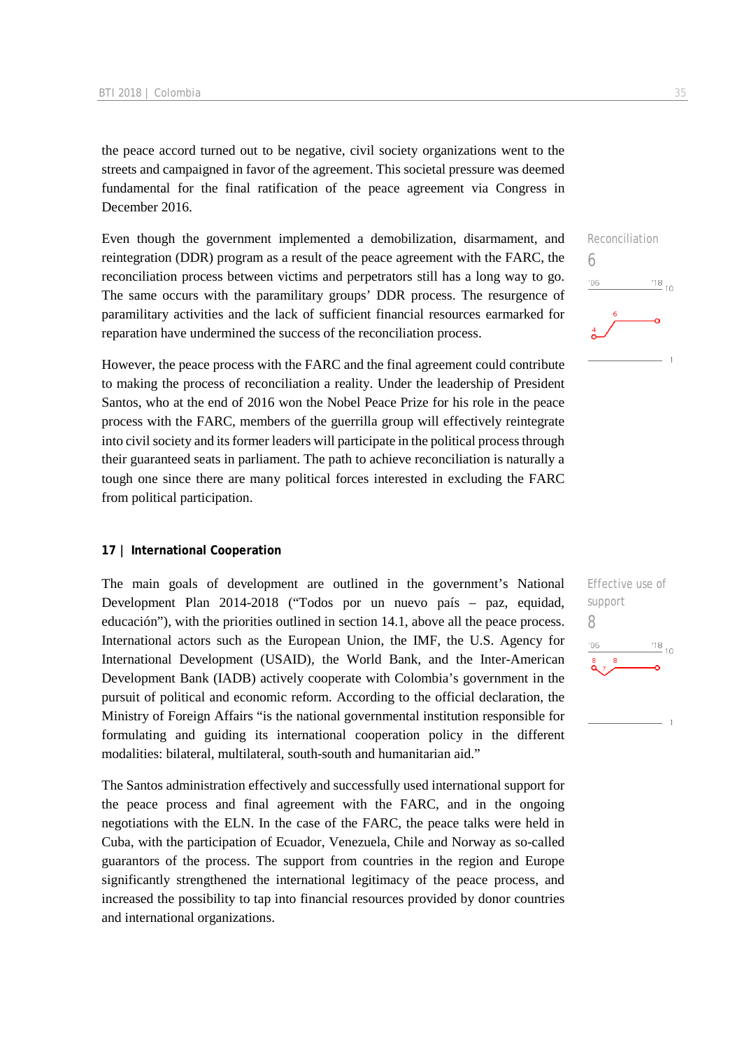the peace accord turned out to be negative, civil society organizations went to the streets and campaigned in favor of the agreement. This societal pressure was deemed fundamental for the final ratification of the peace agreement via Congress in December 2016.

Reconciliation
6

Even though the government implemented a demobilization, disarmament, and reintegration (DDR) program as a result of the peace agreement with the FARC, the reconciliation process between victims and perpetrators still has a long way to go. The same occurs with the paramilitary groups' DDR process. The resurgence of paramilitary activities and the lack of sufficient financial resources earmarked for reparation have undermined the success of the reconciliation process.

However, the peace process with the FARC and the final agreement could contribute to making the process of reconciliation a reality. Under the leadership of President Santos, who at the end of 2016 won the Nobel Peace Prize for his role in the peace process with the FARC, members of the guerrilla group will effectively reintegrate into civil society and its former leaders will participate in the political process through their guaranteed seats in parliament. The path to achieve reconciliation is naturally a tough one since there are many political forces interested in excluding the FARC from political participation.

### 17 | International Cooperation

Effective use of support
8

The main goals of development are outlined in the government's National Development Plan 2014-2018 ("Todos por un nuevo país – paz, equidad, educación"), with the priorities outlined in section 14.1, above all the peace process. International actors such as the European Union, the IMF, the U.S. Agency for International Development (USAID), the World Bank, and the Inter-American Development Bank (IADB) actively cooperate with Colombia's government in the pursuit of political and economic reform. According to the official declaration, the Ministry of Foreign Affairs "is the national governmental institution responsible for formulating and guiding its international cooperation policy in the different modalities: bilateral, multilateral, south-south and humanitarian aid."

The Santos administration effectively and successfully used international support for the peace process and final agreement with the FARC, and in the ongoing negotiations with the ELN. In the case of the FARC, the peace talks were held in Cuba, with the participation of Ecuador, Venezuela, Chile and Norway as so-called guarantors of the process. The support from countries in the region and Europe significantly strengthened the international legitimacy of the peace process, and increased the possibility to tap into financial resources provided by donor countries and international organizations.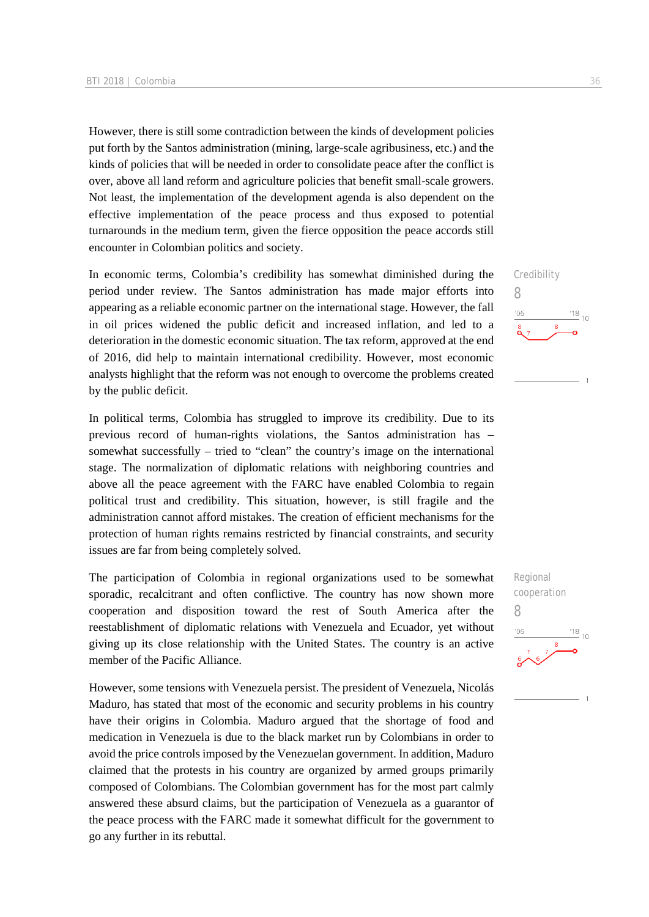However, there is still some contradiction between the kinds of development policies put forth by the Santos administration (mining, large-scale agribusiness, etc.) and the kinds of policies that will be needed in order to consolidate peace after the conflict is over, above all land reform and agriculture policies that benefit small-scale growers. Not least, the implementation of the development agenda is also dependent on the effective implementation of the peace process and thus exposed to potential turnarounds in the medium term, given the fierce opposition the peace accords still encounter in Colombian politics and society.

Credibility
8

In economic terms, Colombia's credibility has somewhat diminished during the period under review. The Santos administration has made major efforts into appearing as a reliable economic partner on the international stage. However, the fall in oil prices widened the public deficit and increased inflation, and led to a deterioration in the domestic economic situation. The tax reform, approved at the end of 2016, did help to maintain international credibility. However, most economic analysts highlight that the reform was not enough to overcome the problems created by the public deficit.

In political terms, Colombia has struggled to improve its credibility. Due to its previous record of human-rights violations, the Santos administration has – somewhat successfully – tried to "clean" the country's image on the international stage. The normalization of diplomatic relations with neighboring countries and above all the peace agreement with the FARC have enabled Colombia to regain political trust and credibility. This situation, however, is still fragile and the administration cannot afford mistakes. The creation of efficient mechanisms for the protection of human rights remains restricted by financial constraints, and security issues are far from being completely solved.

Regional cooperation
8

The participation of Colombia in regional organizations used to be somewhat sporadic, recalcitrant and often conflictive. The country has now shown more cooperation and disposition toward the rest of South America after the reestablishment of diplomatic relations with Venezuela and Ecuador, yet without giving up its close relationship with the United States. The country is an active member of the Pacific Alliance.

However, some tensions with Venezuela persist. The president of Venezuela, Nicolás Maduro, has stated that most of the economic and security problems in his country have their origins in Colombia. Maduro argued that the shortage of food and medication in Venezuela is due to the black market run by Colombians in order to avoid the price controls imposed by the Venezuelan government. In addition, Maduro claimed that the protests in his country are organized by armed groups primarily composed of Colombians. The Colombian government has for the most part calmly answered these absurd claims, but the participation of Venezuela as a guarantor of the peace process with the FARC made it somewhat difficult for the government to go any further in its rebuttal.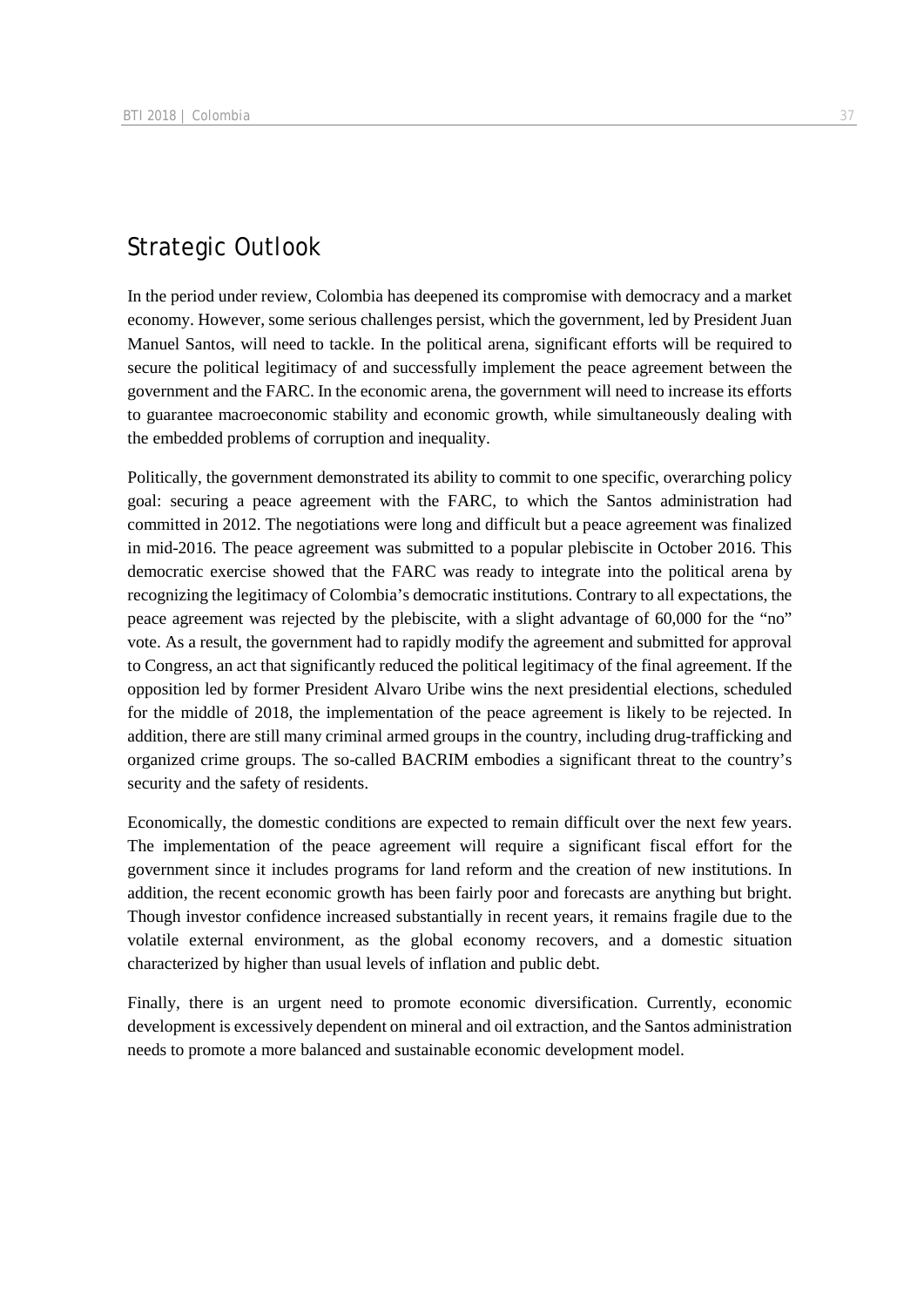## Strategic Outlook

In the period under review, Colombia has deepened its compromise with democracy and a market economy. However, some serious challenges persist, which the government, led by President Juan Manuel Santos, will need to tackle. In the political arena, significant efforts will be required to secure the political legitimacy of and successfully implement the peace agreement between the government and the FARC. In the economic arena, the government will need to increase its efforts to guarantee macroeconomic stability and economic growth, while simultaneously dealing with the embedded problems of corruption and inequality.

Politically, the government demonstrated its ability to commit to one specific, overarching policy goal: securing a peace agreement with the FARC, to which the Santos administration had committed in 2012. The negotiations were long and difficult but a peace agreement was finalized in mid-2016. The peace agreement was submitted to a popular plebiscite in October 2016. This democratic exercise showed that the FARC was ready to integrate into the political arena by recognizing the legitimacy of Colombia's democratic institutions. Contrary to all expectations, the peace agreement was rejected by the plebiscite, with a slight advantage of 60,000 for the "no" vote. As a result, the government had to rapidly modify the agreement and submitted for approval to Congress, an act that significantly reduced the political legitimacy of the final agreement. If the opposition led by former President Alvaro Uribe wins the next presidential elections, scheduled for the middle of 2018, the implementation of the peace agreement is likely to be rejected. In addition, there are still many criminal armed groups in the country, including drug-trafficking and organized crime groups. The so-called BACRIM embodies a significant threat to the country's security and the safety of residents.

Economically, the domestic conditions are expected to remain difficult over the next few years. The implementation of the peace agreement will require a significant fiscal effort for the government since it includes programs for land reform and the creation of new institutions. In addition, the recent economic growth has been fairly poor and forecasts are anything but bright. Though investor confidence increased substantially in recent years, it remains fragile due to the volatile external environment, as the global economy recovers, and a domestic situation characterized by higher than usual levels of inflation and public debt.

Finally, there is an urgent need to promote economic diversification. Currently, economic development is excessively dependent on mineral and oil extraction, and the Santos administration needs to promote a more balanced and sustainable economic development model.